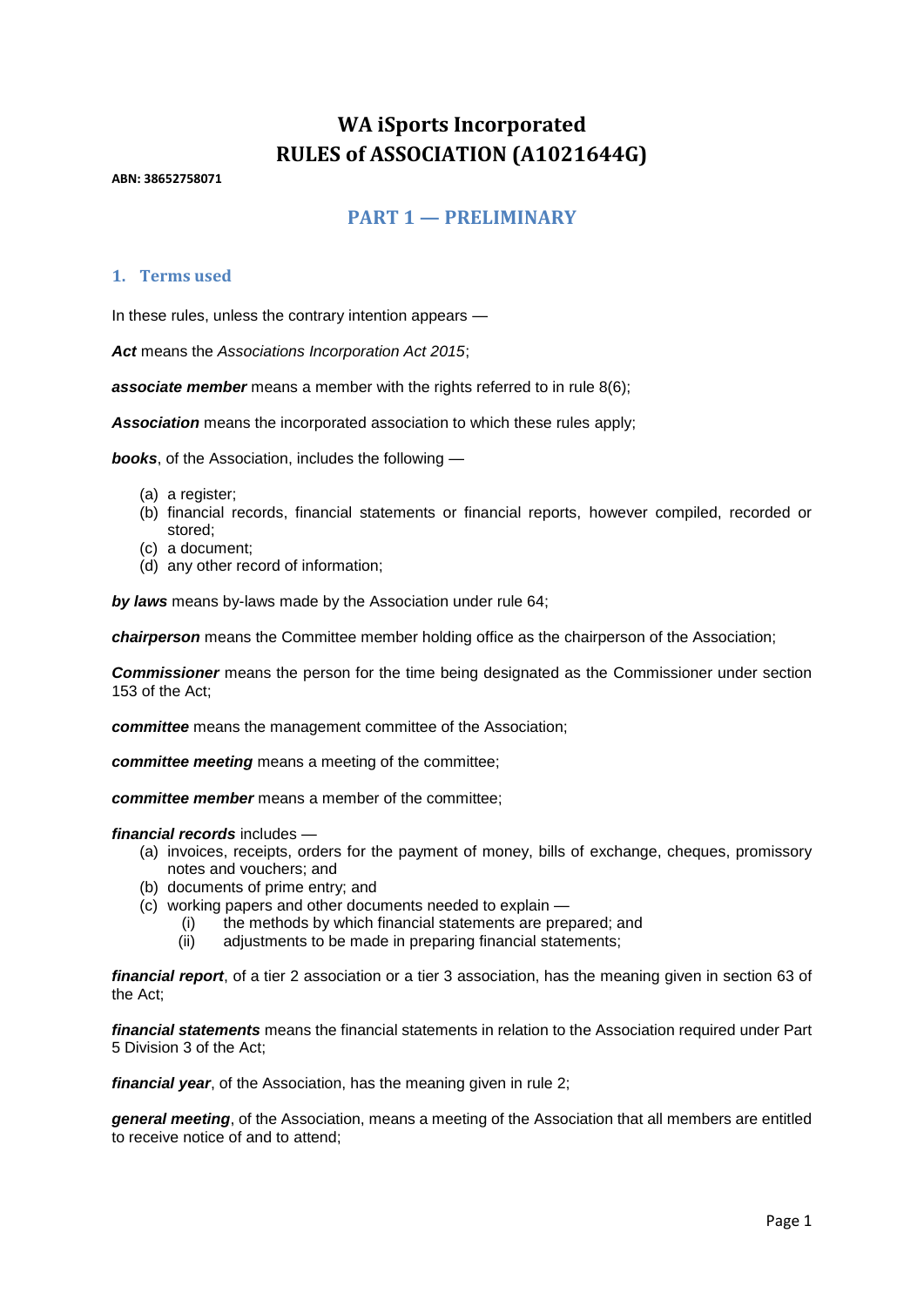# WA iSports Incorporated
# RULES of ASSOCIATION (A1021644G)

**ABN: 38652758071**

## PART 1 — PRELIMINARY

### 1. Terms used

In these rules, unless the contrary intention appears —

***Act*** means the *Associations Incorporation Act 2015*;

***associate member*** means a member with the rights referred to in rule 8(6);

***Association*** means the incorporated association to which these rules apply;

***books***, of the Association, includes the following —

(a) a register;
(b) financial records, financial statements or financial reports, however compiled, recorded or stored;
(c) a document;
(d) any other record of information;

***by laws*** means by-laws made by the Association under rule 64;

***chairperson*** means the Committee member holding office as the chairperson of the Association;

***Commissioner*** means the person for the time being designated as the Commissioner under section 153 of the Act;

***committee*** means the management committee of the Association;

***committee meeting*** means a meeting of the committee;

***committee member*** means a member of the committee;

***financial records*** includes —

(a) invoices, receipts, orders for the payment of money, bills of exchange, cheques, promissory notes and vouchers; and
(b) documents of prime entry; and
(c) working papers and other documents needed to explain —
  (i) the methods by which financial statements are prepared; and
  (ii) adjustments to be made in preparing financial statements;

***financial report***, of a tier 2 association or a tier 3 association, has the meaning given in section 63 of the Act;

***financial statements*** means the financial statements in relation to the Association required under Part 5 Division 3 of the Act;

***financial year***, of the Association, has the meaning given in rule 2;

***general meeting***, of the Association, means a meeting of the Association that all members are entitled to receive notice of and to attend;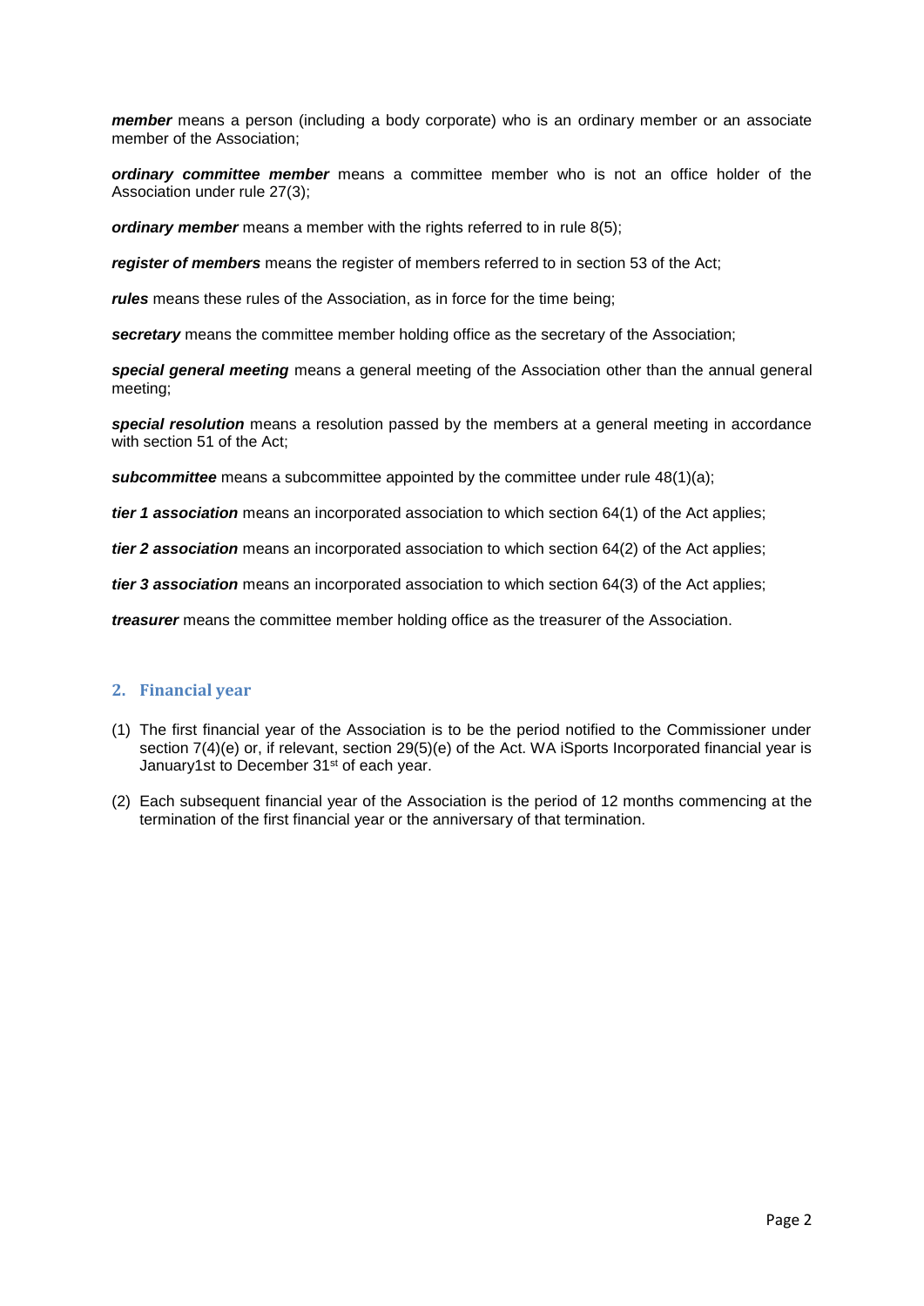***member*** means a person (including a body corporate) who is an ordinary member or an associate member of the Association;

***ordinary committee member*** means a committee member who is not an office holder of the Association under rule 27(3);

***ordinary member*** means a member with the rights referred to in rule 8(5);

***register of members*** means the register of members referred to in section 53 of the Act;

***rules*** means these rules of the Association, as in force for the time being;

***secretary*** means the committee member holding office as the secretary of the Association;

***special general meeting*** means a general meeting of the Association other than the annual general meeting;

***special resolution*** means a resolution passed by the members at a general meeting in accordance with section 51 of the Act;

***subcommittee*** means a subcommittee appointed by the committee under rule 48(1)(a);

***tier 1 association*** means an incorporated association to which section 64(1) of the Act applies;

***tier 2 association*** means an incorporated association to which section 64(2) of the Act applies;

***tier 3 association*** means an incorporated association to which section 64(3) of the Act applies;

***treasurer*** means the committee member holding office as the treasurer of the Association.

## 2. Financial year

(1) The first financial year of the Association is to be the period notified to the Commissioner under section 7(4)(e) or, if relevant, section 29(5)(e) of the Act. WA iSports Incorporated financial year is January1st to December 31st of each year.

(2) Each subsequent financial year of the Association is the period of 12 months commencing at the termination of the first financial year or the anniversary of that termination.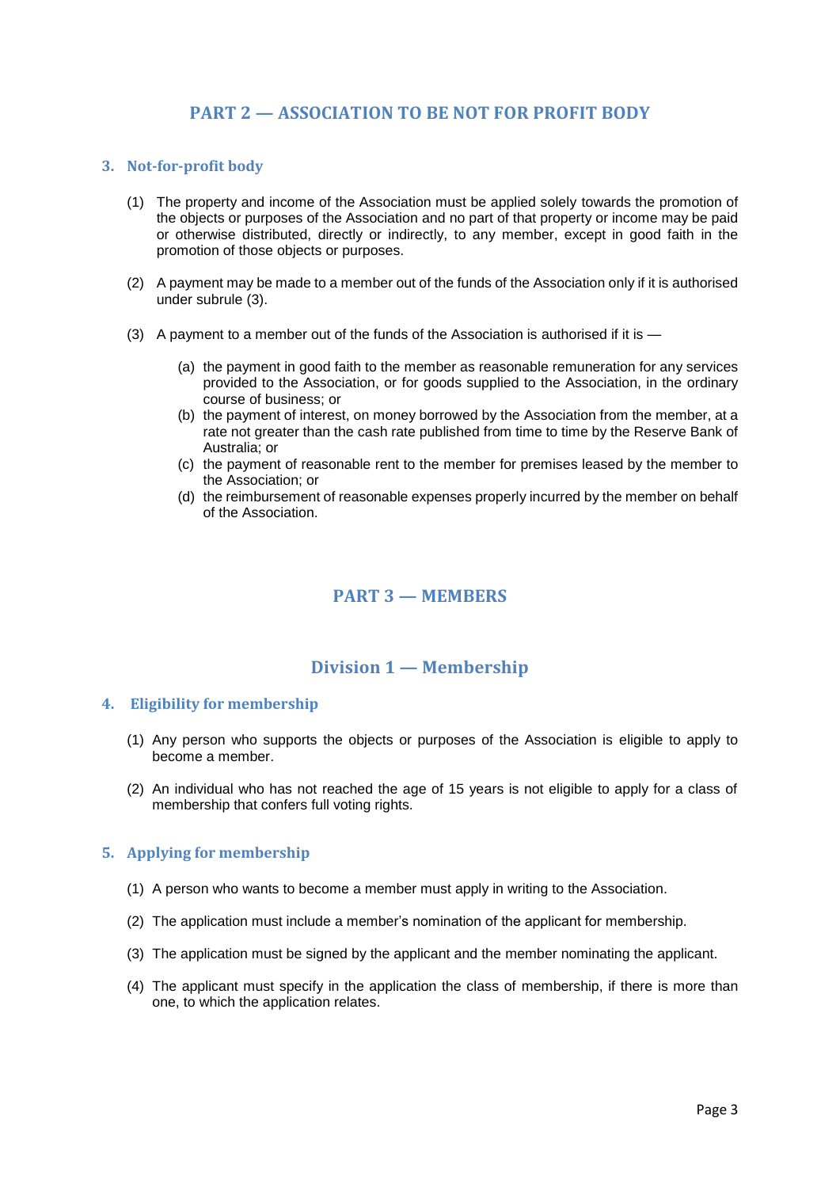## PART 2 — ASSOCIATION TO BE NOT FOR PROFIT BODY

### 3. Not-for-profit body

(1) The property and income of the Association must be applied solely towards the promotion of the objects or purposes of the Association and no part of that property or income may be paid or otherwise distributed, directly or indirectly, to any member, except in good faith in the promotion of those objects or purposes.

(2) A payment may be made to a member out of the funds of the Association only if it is authorised under subrule (3).

(3) A payment to a member out of the funds of the Association is authorised if it is —

   (a) the payment in good faith to the member as reasonable remuneration for any services provided to the Association, or for goods supplied to the Association, in the ordinary course of business; or
   (b) the payment of interest, on money borrowed by the Association from the member, at a rate not greater than the cash rate published from time to time by the Reserve Bank of Australia; or
   (c) the payment of reasonable rent to the member for premises leased by the member to the Association; or
   (d) the reimbursement of reasonable expenses properly incurred by the member on behalf of the Association.

## PART 3 — MEMBERS

## Division 1 — Membership

### 4. Eligibility for membership

(1) Any person who supports the objects or purposes of the Association is eligible to apply to become a member.

(2) An individual who has not reached the age of 15 years is not eligible to apply for a class of membership that confers full voting rights.

### 5. Applying for membership

(1) A person who wants to become a member must apply in writing to the Association.

(2) The application must include a member's nomination of the applicant for membership.

(3) The application must be signed by the applicant and the member nominating the applicant.

(4) The applicant must specify in the application the class of membership, if there is more than one, to which the application relates.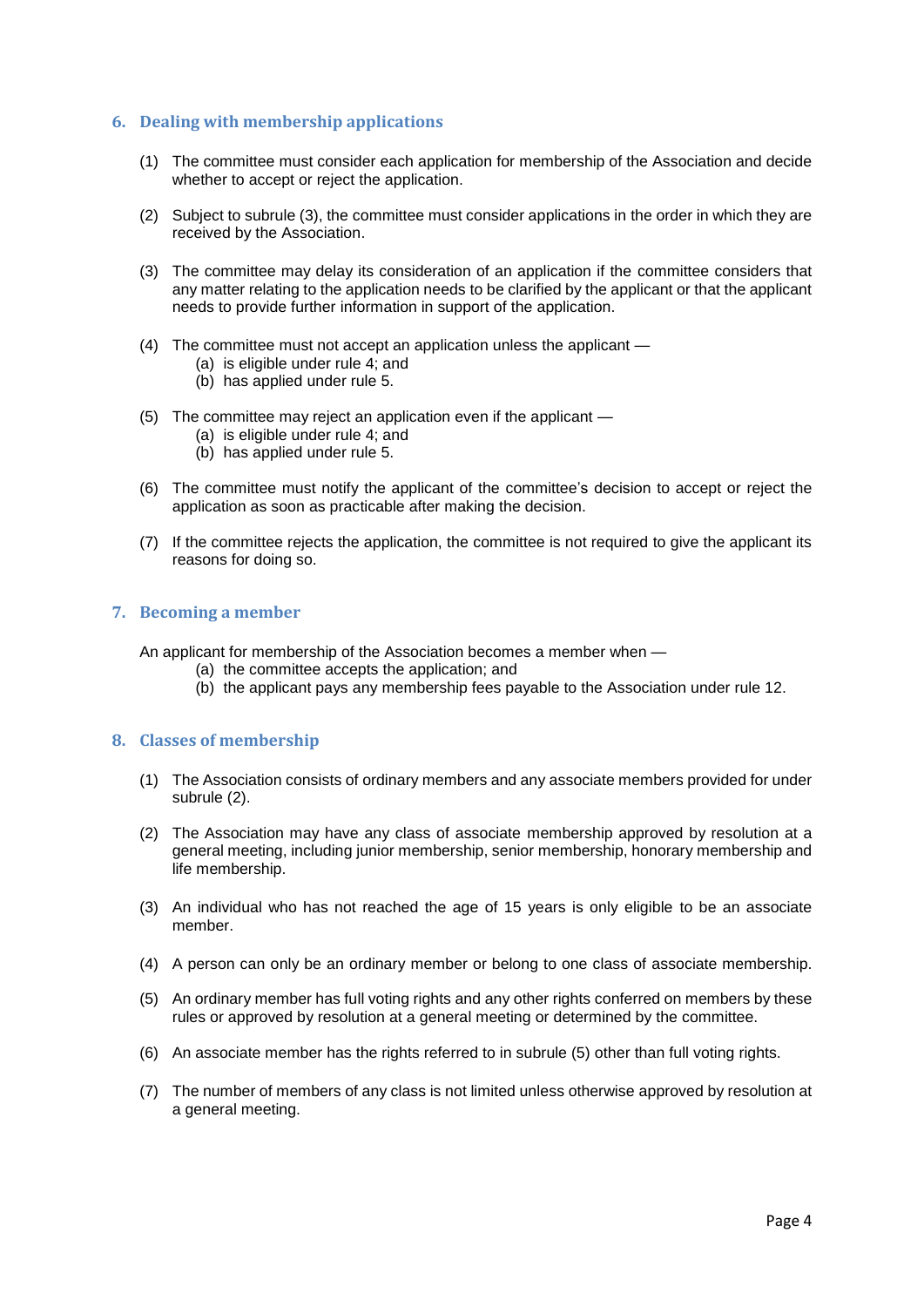## 6. Dealing with membership applications

(1) The committee must consider each application for membership of the Association and decide whether to accept or reject the application.

(2) Subject to subrule (3), the committee must consider applications in the order in which they are received by the Association.

(3) The committee may delay its consideration of an application if the committee considers that any matter relating to the application needs to be clarified by the applicant or that the applicant needs to provide further information in support of the application.

(4) The committee must not accept an application unless the applicant —
   (a) is eligible under rule 4; and
   (b) has applied under rule 5.

(5) The committee may reject an application even if the applicant —
   (a) is eligible under rule 4; and
   (b) has applied under rule 5.

(6) The committee must notify the applicant of the committee's decision to accept or reject the application as soon as practicable after making the decision.

(7) If the committee rejects the application, the committee is not required to give the applicant its reasons for doing so.

## 7. Becoming a member

An applicant for membership of the Association becomes a member when —
   (a) the committee accepts the application; and
   (b) the applicant pays any membership fees payable to the Association under rule 12.

## 8. Classes of membership

(1) The Association consists of ordinary members and any associate members provided for under subrule (2).

(2) The Association may have any class of associate membership approved by resolution at a general meeting, including junior membership, senior membership, honorary membership and life membership.

(3) An individual who has not reached the age of 15 years is only eligible to be an associate member.

(4) A person can only be an ordinary member or belong to one class of associate membership.

(5) An ordinary member has full voting rights and any other rights conferred on members by these rules or approved by resolution at a general meeting or determined by the committee.

(6) An associate member has the rights referred to in subrule (5) other than full voting rights.

(7) The number of members of any class is not limited unless otherwise approved by resolution at a general meeting.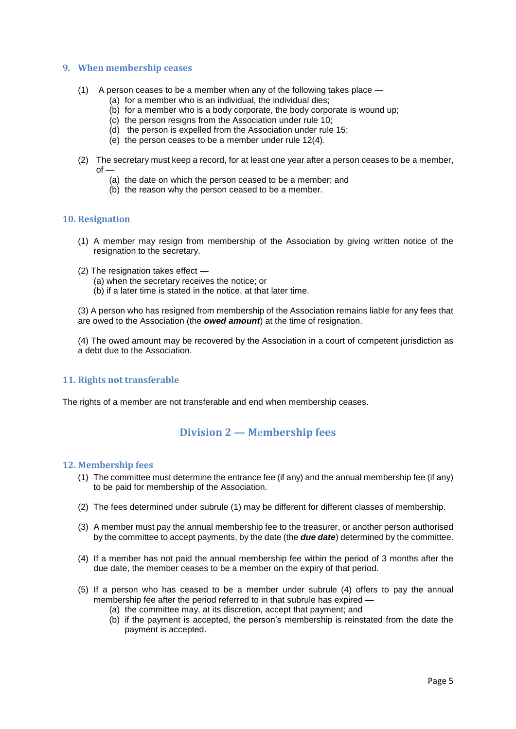### 9. When membership ceases

(1) A person ceases to be a member when any of the following takes place —

- (a) for a member who is an individual, the individual dies;
- (b) for a member who is a body corporate, the body corporate is wound up;
- (c) the person resigns from the Association under rule 10;
- (d) the person is expelled from the Association under rule 15;
- (e) the person ceases to be a member under rule 12(4).

(2) The secretary must keep a record, for at least one year after a person ceases to be a member, of —

- (a) the date on which the person ceased to be a member; and
- (b) the reason why the person ceased to be a member.

### 10. Resignation

(1) A member may resign from membership of the Association by giving written notice of the resignation to the secretary.

(2) The resignation takes effect —

- (a) when the secretary receives the notice; or
- (b) if a later time is stated in the notice, at that later time.

(3) A person who has resigned from membership of the Association remains liable for any fees that are owed to the Association (the ***owed amount***) at the time of resignation.

(4) The owed amount may be recovered by the Association in a court of competent jurisdiction as a debt due to the Association.

### 11. Rights not transferable

The rights of a member are not transferable and end when membership ceases.

## Division 2 — Membership fees

### 12. Membership fees

(1) The committee must determine the entrance fee (if any) and the annual membership fee (if any) to be paid for membership of the Association.

(2) The fees determined under subrule (1) may be different for different classes of membership.

(3) A member must pay the annual membership fee to the treasurer, or another person authorised by the committee to accept payments, by the date (the ***due date***) determined by the committee.

(4) If a member has not paid the annual membership fee within the period of 3 months after the due date, the member ceases to be a member on the expiry of that period.

(5) If a person who has ceased to be a member under subrule (4) offers to pay the annual membership fee after the period referred to in that subrule has expired —

- (a) the committee may, at its discretion, accept that payment; and
- (b) if the payment is accepted, the person's membership is reinstated from the date the payment is accepted.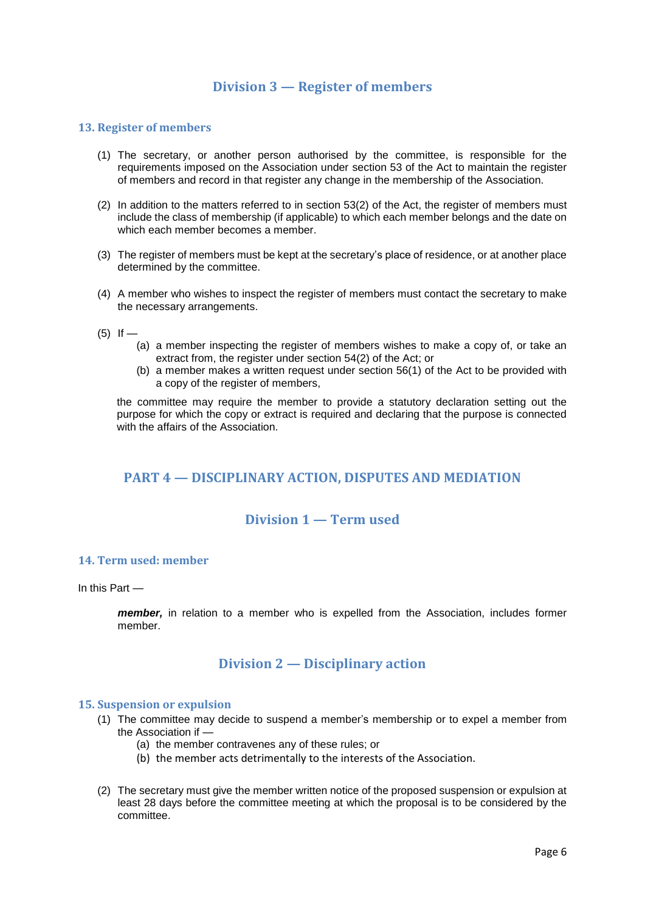## Division 3 — Register of members

### 13. Register of members

(1) The secretary, or another person authorised by the committee, is responsible for the requirements imposed on the Association under section 53 of the Act to maintain the register of members and record in that register any change in the membership of the Association.

(2) In addition to the matters referred to in section 53(2) of the Act, the register of members must include the class of membership (if applicable) to which each member belongs and the date on which each member becomes a member.

(3) The register of members must be kept at the secretary's place of residence, or at another place determined by the committee.

(4) A member who wishes to inspect the register of members must contact the secretary to make the necessary arrangements.

(5) If —

   (a) a member inspecting the register of members wishes to make a copy of, or take an extract from, the register under section 54(2) of the Act; or
   
   (b) a member makes a written request under section 56(1) of the Act to be provided with a copy of the register of members,

   the committee may require the member to provide a statutory declaration setting out the purpose for which the copy or extract is required and declaring that the purpose is connected with the affairs of the Association.

# PART 4 — DISCIPLINARY ACTION, DISPUTES AND MEDIATION

## Division 1 — Term used

### 14. Term used: member

In this Part —

> ***member,*** in relation to a member who is expelled from the Association, includes former member.

## Division 2 — Disciplinary action

### 15. Suspension or expulsion

(1) The committee may decide to suspend a member's membership or to expel a member from the Association if —

   (a) the member contravenes any of these rules; or
   
   (b) the member acts detrimentally to the interests of the Association.

(2) The secretary must give the member written notice of the proposed suspension or expulsion at least 28 days before the committee meeting at which the proposal is to be considered by the committee.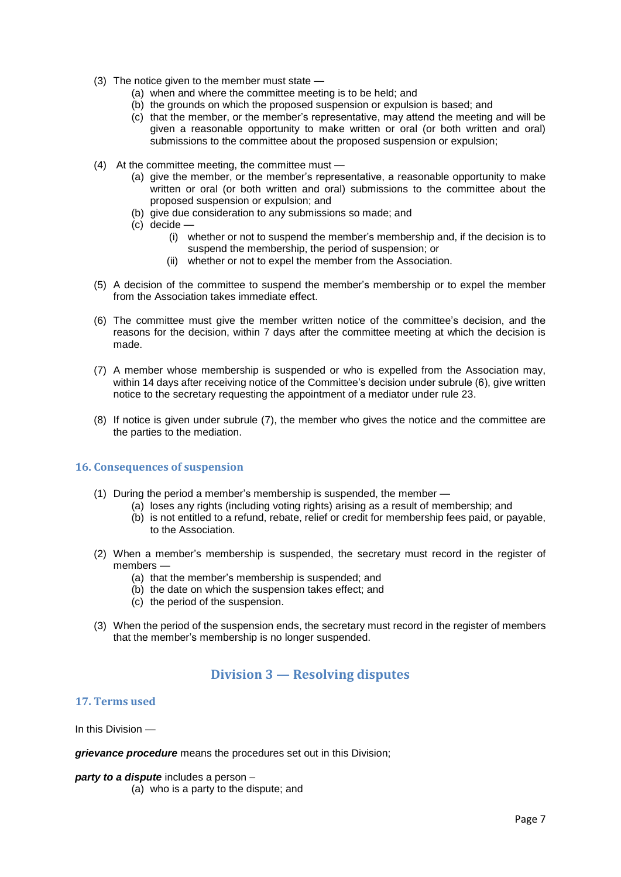(3) The notice given to the member must state —

  (a) when and where the committee meeting is to be held; and

  (b) the grounds on which the proposed suspension or expulsion is based; and

  (c) that the member, or the member's representative, may attend the meeting and will be given a reasonable opportunity to make written or oral (or both written and oral) submissions to the committee about the proposed suspension or expulsion;

(4) At the committee meeting, the committee must —

  (a) give the member, or the member's representative, a reasonable opportunity to make written or oral (or both written and oral) submissions to the committee about the proposed suspension or expulsion; and

  (b) give due consideration to any submissions so made; and

  (c) decide —

    (i) whether or not to suspend the member's membership and, if the decision is to suspend the membership, the period of suspension; or

    (ii) whether or not to expel the member from the Association.

(5) A decision of the committee to suspend the member's membership or to expel the member from the Association takes immediate effect.

(6) The committee must give the member written notice of the committee's decision, and the reasons for the decision, within 7 days after the committee meeting at which the decision is made.

(7) A member whose membership is suspended or who is expelled from the Association may, within 14 days after receiving notice of the Committee's decision under subrule (6), give written notice to the secretary requesting the appointment of a mediator under rule 23.

(8) If notice is given under subrule (7), the member who gives the notice and the committee are the parties to the mediation.

### 16. Consequences of suspension

(1) During the period a member's membership is suspended, the member —

  (a) loses any rights (including voting rights) arising as a result of membership; and

  (b) is not entitled to a refund, rebate, relief or credit for membership fees paid, or payable, to the Association.

(2) When a member's membership is suspended, the secretary must record in the register of members —

  (a) that the member's membership is suspended; and

  (b) the date on which the suspension takes effect; and

  (c) the period of the suspension.

(3) When the period of the suspension ends, the secretary must record in the register of members that the member's membership is no longer suspended.

## Division 3 — Resolving disputes

### 17. Terms used

In this Division —

***grievance procedure*** means the procedures set out in this Division;

***party to a dispute*** includes a person –

  (a) who is a party to the dispute; and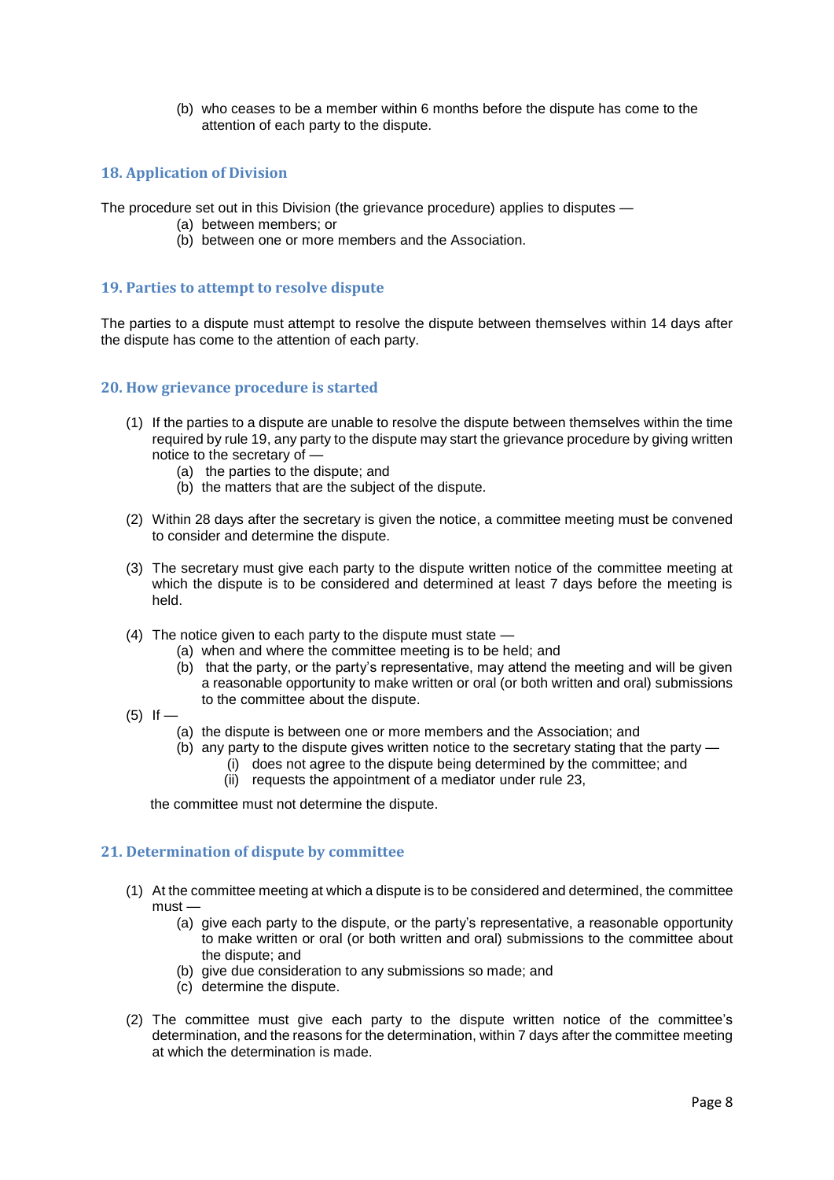(b) who ceases to be a member within 6 months before the dispute has come to the attention of each party to the dispute.

## 18. Application of Division

The procedure set out in this Division (the grievance procedure) applies to disputes —

(a) between members; or
(b) between one or more members and the Association.

## 19. Parties to attempt to resolve dispute

The parties to a dispute must attempt to resolve the dispute between themselves within 14 days after the dispute has come to the attention of each party.

## 20. How grievance procedure is started

(1) If the parties to a dispute are unable to resolve the dispute between themselves within the time required by rule 19, any party to the dispute may start the grievance procedure by giving written notice to the secretary of —

  (a) the parties to the dispute; and
  (b) the matters that are the subject of the dispute.

(2) Within 28 days after the secretary is given the notice, a committee meeting must be convened to consider and determine the dispute.

(3) The secretary must give each party to the dispute written notice of the committee meeting at which the dispute is to be considered and determined at least 7 days before the meeting is held.

(4) The notice given to each party to the dispute must state —

  (a) when and where the committee meeting is to be held; and
  (b) that the party, or the party's representative, may attend the meeting and will be given a reasonable opportunity to make written or oral (or both written and oral) submissions to the committee about the dispute.

(5) If —

  (a) the dispute is between one or more members and the Association; and
  (b) any party to the dispute gives written notice to the secretary stating that the party —
    (i) does not agree to the dispute being determined by the committee; and
    (ii) requests the appointment of a mediator under rule 23,

  the committee must not determine the dispute.

## 21. Determination of dispute by committee

(1) At the committee meeting at which a dispute is to be considered and determined, the committee must —

  (a) give each party to the dispute, or the party's representative, a reasonable opportunity to make written or oral (or both written and oral) submissions to the committee about the dispute; and
  (b) give due consideration to any submissions so made; and
  (c) determine the dispute.

(2) The committee must give each party to the dispute written notice of the committee's determination, and the reasons for the determination, within 7 days after the committee meeting at which the determination is made.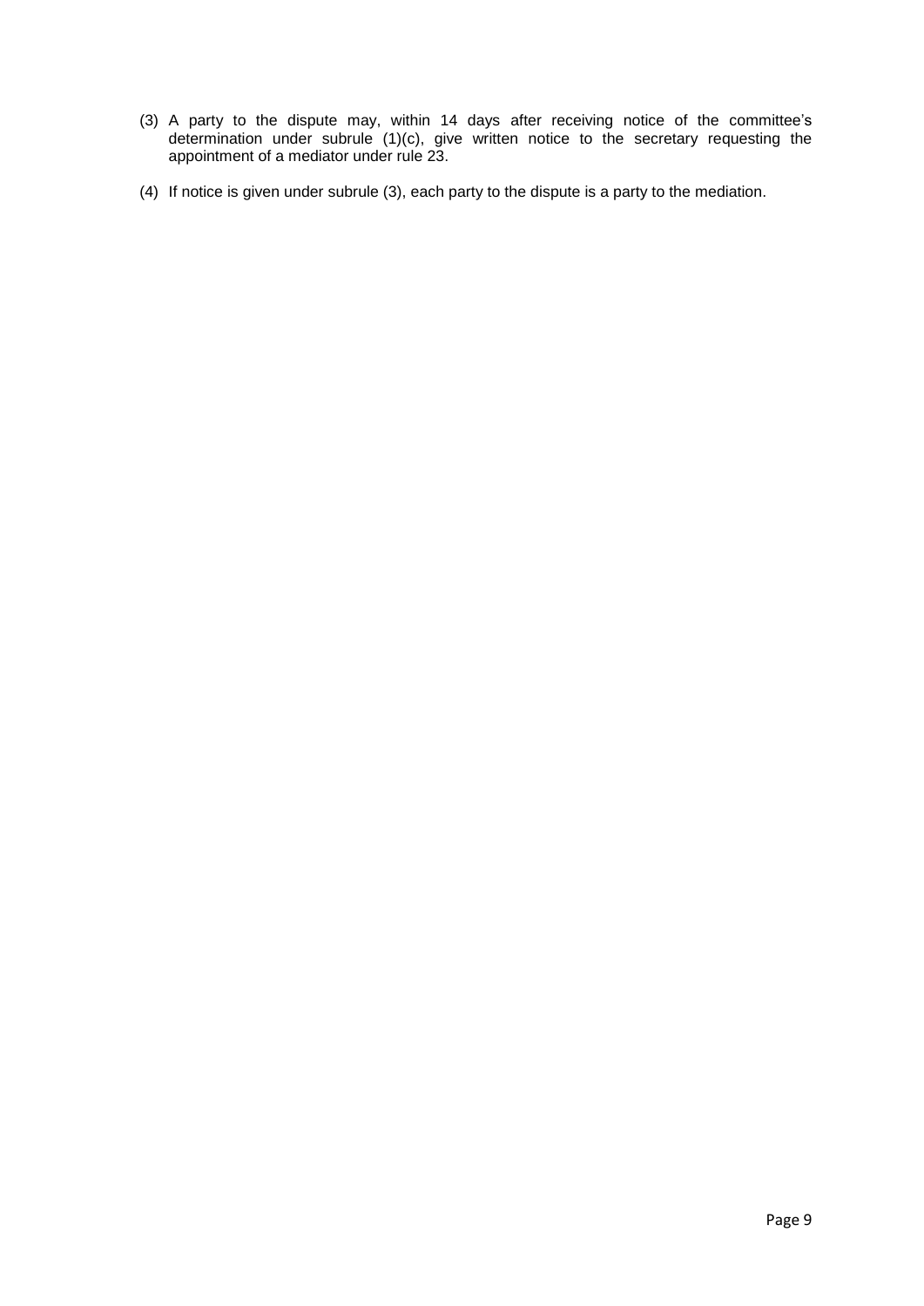(3) A party to the dispute may, within 14 days after receiving notice of the committee's determination under subrule (1)(c), give written notice to the secretary requesting the appointment of a mediator under rule 23.

(4) If notice is given under subrule (3), each party to the dispute is a party to the mediation.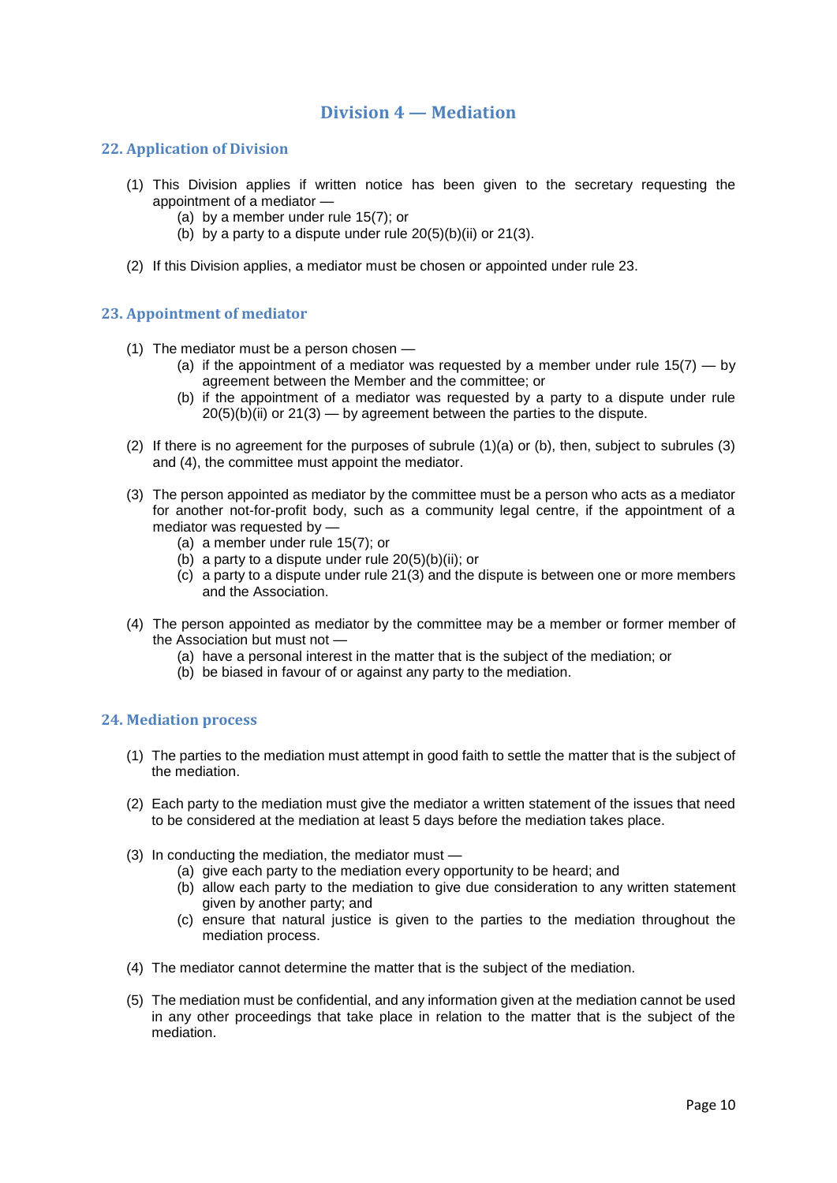# Division 4 — Mediation

## 22. Application of Division

(1) This Division applies if written notice has been given to the secretary requesting the appointment of a mediator —

- (a) by a member under rule 15(7); or
- (b) by a party to a dispute under rule 20(5)(b)(ii) or 21(3).

(2) If this Division applies, a mediator must be chosen or appointed under rule 23.

## 23. Appointment of mediator

(1) The mediator must be a person chosen —

- (a) if the appointment of a mediator was requested by a member under rule 15(7) — by agreement between the Member and the committee; or
- (b) if the appointment of a mediator was requested by a party to a dispute under rule 20(5)(b)(ii) or 21(3) — by agreement between the parties to the dispute.

(2) If there is no agreement for the purposes of subrule (1)(a) or (b), then, subject to subrules (3) and (4), the committee must appoint the mediator.

(3) The person appointed as mediator by the committee must be a person who acts as a mediator for another not-for-profit body, such as a community legal centre, if the appointment of a mediator was requested by —

- (a) a member under rule 15(7); or
- (b) a party to a dispute under rule 20(5)(b)(ii); or
- (c) a party to a dispute under rule 21(3) and the dispute is between one or more members and the Association.

(4) The person appointed as mediator by the committee may be a member or former member of the Association but must not —

- (a) have a personal interest in the matter that is the subject of the mediation; or
- (b) be biased in favour of or against any party to the mediation.

## 24. Mediation process

(1) The parties to the mediation must attempt in good faith to settle the matter that is the subject of the mediation.

(2) Each party to the mediation must give the mediator a written statement of the issues that need to be considered at the mediation at least 5 days before the mediation takes place.

(3) In conducting the mediation, the mediator must —

- (a) give each party to the mediation every opportunity to be heard; and
- (b) allow each party to the mediation to give due consideration to any written statement given by another party; and
- (c) ensure that natural justice is given to the parties to the mediation throughout the mediation process.

(4) The mediator cannot determine the matter that is the subject of the mediation.

(5) The mediation must be confidential, and any information given at the mediation cannot be used in any other proceedings that take place in relation to the matter that is the subject of the mediation.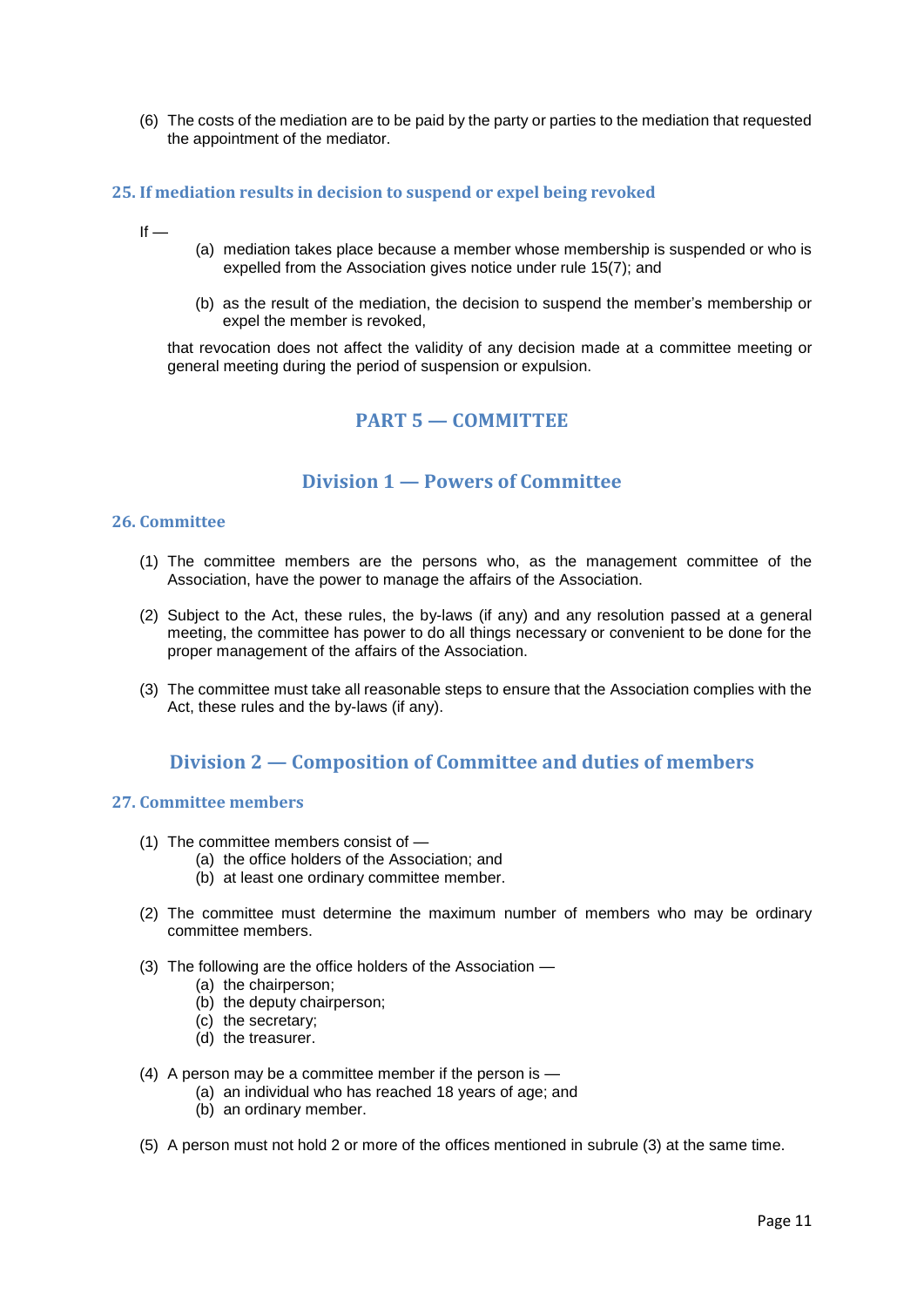(6) The costs of the mediation are to be paid by the party or parties to the mediation that requested the appointment of the mediator.

### 25. If mediation results in decision to suspend or expel being revoked

If —

- (a) mediation takes place because a member whose membership is suspended or who is expelled from the Association gives notice under rule 15(7); and
- (b) as the result of the mediation, the decision to suspend the member's membership or expel the member is revoked,

that revocation does not affect the validity of any decision made at a committee meeting or general meeting during the period of suspension or expulsion.

# PART 5 — COMMITTEE

## Division 1 — Powers of Committee

### 26. Committee

(1) The committee members are the persons who, as the management committee of the Association, have the power to manage the affairs of the Association.

(2) Subject to the Act, these rules, the by-laws (if any) and any resolution passed at a general meeting, the committee has power to do all things necessary or convenient to be done for the proper management of the affairs of the Association.

(3) The committee must take all reasonable steps to ensure that the Association complies with the Act, these rules and the by-laws (if any).

## Division 2 — Composition of Committee and duties of members

### 27. Committee members

(1) The committee members consist of —
- (a) the office holders of the Association; and
- (b) at least one ordinary committee member.

(2) The committee must determine the maximum number of members who may be ordinary committee members.

(3) The following are the office holders of the Association —
- (a) the chairperson;
- (b) the deputy chairperson;
- (c) the secretary;
- (d) the treasurer.

(4) A person may be a committee member if the person is —
- (a) an individual who has reached 18 years of age; and
- (b) an ordinary member.

(5) A person must not hold 2 or more of the offices mentioned in subrule (3) at the same time.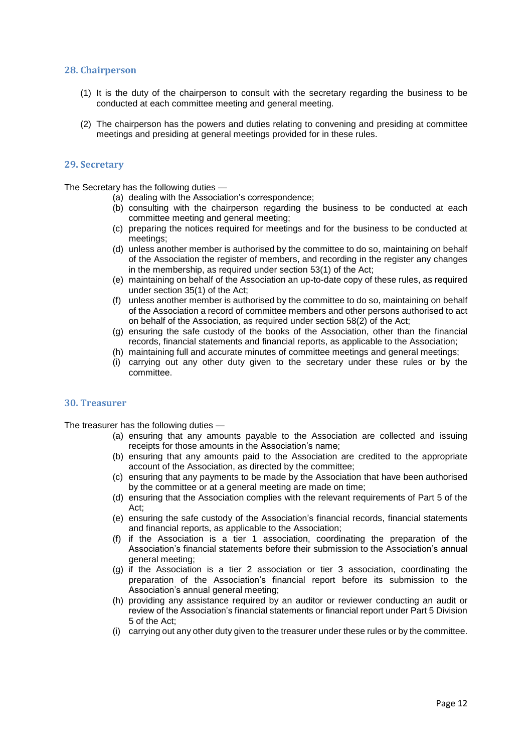## 28. Chairperson

(1) It is the duty of the chairperson to consult with the secretary regarding the business to be conducted at each committee meeting and general meeting.

(2) The chairperson has the powers and duties relating to convening and presiding at committee meetings and presiding at general meetings provided for in these rules.

## 29. Secretary

The Secretary has the following duties —

(a) dealing with the Association's correspondence;
(b) consulting with the chairperson regarding the business to be conducted at each committee meeting and general meeting;
(c) preparing the notices required for meetings and for the business to be conducted at meetings;
(d) unless another member is authorised by the committee to do so, maintaining on behalf of the Association the register of members, and recording in the register any changes in the membership, as required under section 53(1) of the Act;
(e) maintaining on behalf of the Association an up-to-date copy of these rules, as required under section 35(1) of the Act;
(f) unless another member is authorised by the committee to do so, maintaining on behalf of the Association a record of committee members and other persons authorised to act on behalf of the Association, as required under section 58(2) of the Act;
(g) ensuring the safe custody of the books of the Association, other than the financial records, financial statements and financial reports, as applicable to the Association;
(h) maintaining full and accurate minutes of committee meetings and general meetings;
(i) carrying out any other duty given to the secretary under these rules or by the committee.

## 30. Treasurer

The treasurer has the following duties —

(a) ensuring that any amounts payable to the Association are collected and issuing receipts for those amounts in the Association's name;
(b) ensuring that any amounts paid to the Association are credited to the appropriate account of the Association, as directed by the committee;
(c) ensuring that any payments to be made by the Association that have been authorised by the committee or at a general meeting are made on time;
(d) ensuring that the Association complies with the relevant requirements of Part 5 of the Act;
(e) ensuring the safe custody of the Association's financial records, financial statements and financial reports, as applicable to the Association;
(f) if the Association is a tier 1 association, coordinating the preparation of the Association's financial statements before their submission to the Association's annual general meeting;
(g) if the Association is a tier 2 association or tier 3 association, coordinating the preparation of the Association's financial report before its submission to the Association's annual general meeting;
(h) providing any assistance required by an auditor or reviewer conducting an audit or review of the Association's financial statements or financial report under Part 5 Division 5 of the Act;
(i) carrying out any other duty given to the treasurer under these rules or by the committee.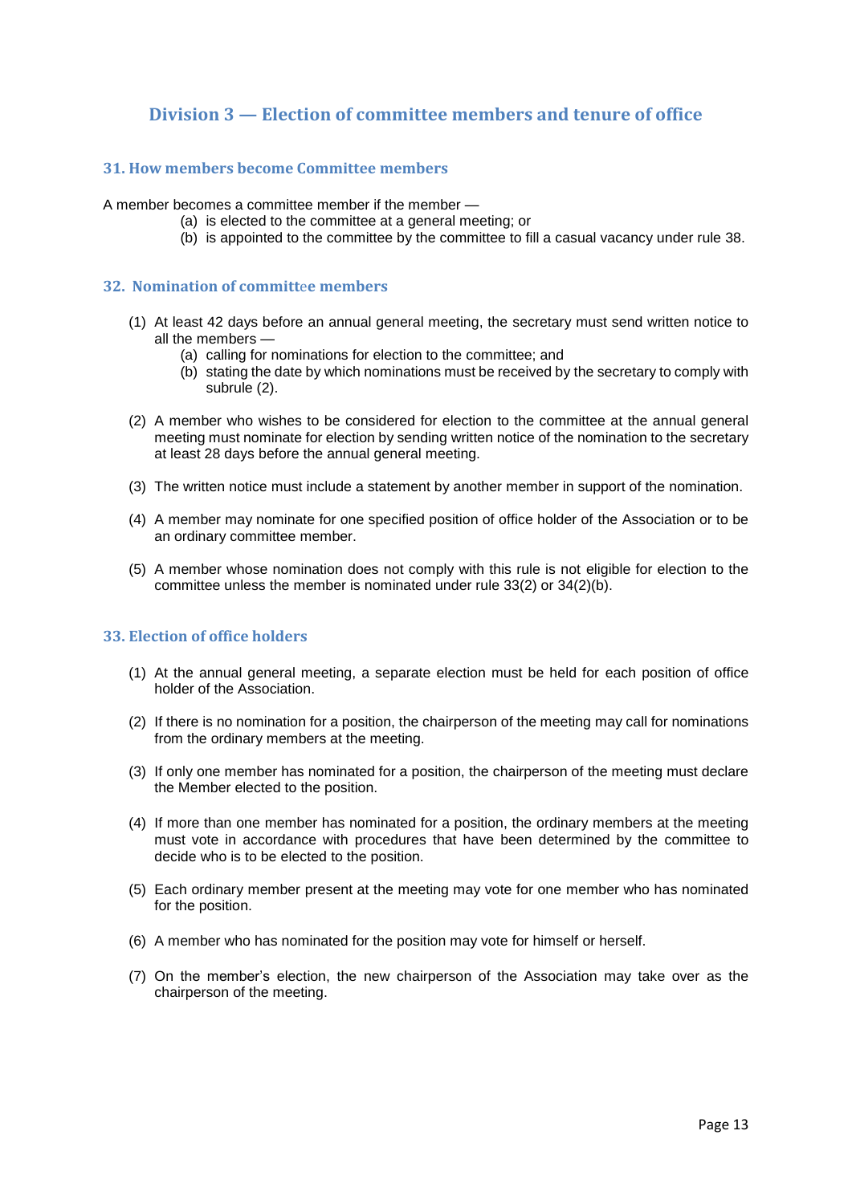## Division 3 — Election of committee members and tenure of office

### 31. How members become Committee members

A member becomes a committee member if the member —

- (a) is elected to the committee at a general meeting; or
- (b) is appointed to the committee by the committee to fill a casual vacancy under rule 38.

### 32. Nomination of committee members

(1) At least 42 days before an annual general meeting, the secretary must send written notice to all the members —

- (a) calling for nominations for election to the committee; and
- (b) stating the date by which nominations must be received by the secretary to comply with subrule (2).

(2) A member who wishes to be considered for election to the committee at the annual general meeting must nominate for election by sending written notice of the nomination to the secretary at least 28 days before the annual general meeting.

(3) The written notice must include a statement by another member in support of the nomination.

(4) A member may nominate for one specified position of office holder of the Association or to be an ordinary committee member.

(5) A member whose nomination does not comply with this rule is not eligible for election to the committee unless the member is nominated under rule 33(2) or 34(2)(b).

### 33. Election of office holders

(1) At the annual general meeting, a separate election must be held for each position of office holder of the Association.

(2) If there is no nomination for a position, the chairperson of the meeting may call for nominations from the ordinary members at the meeting.

(3) If only one member has nominated for a position, the chairperson of the meeting must declare the Member elected to the position.

(4) If more than one member has nominated for a position, the ordinary members at the meeting must vote in accordance with procedures that have been determined by the committee to decide who is to be elected to the position.

(5) Each ordinary member present at the meeting may vote for one member who has nominated for the position.

(6) A member who has nominated for the position may vote for himself or herself.

(7) On the member's election, the new chairperson of the Association may take over as the chairperson of the meeting.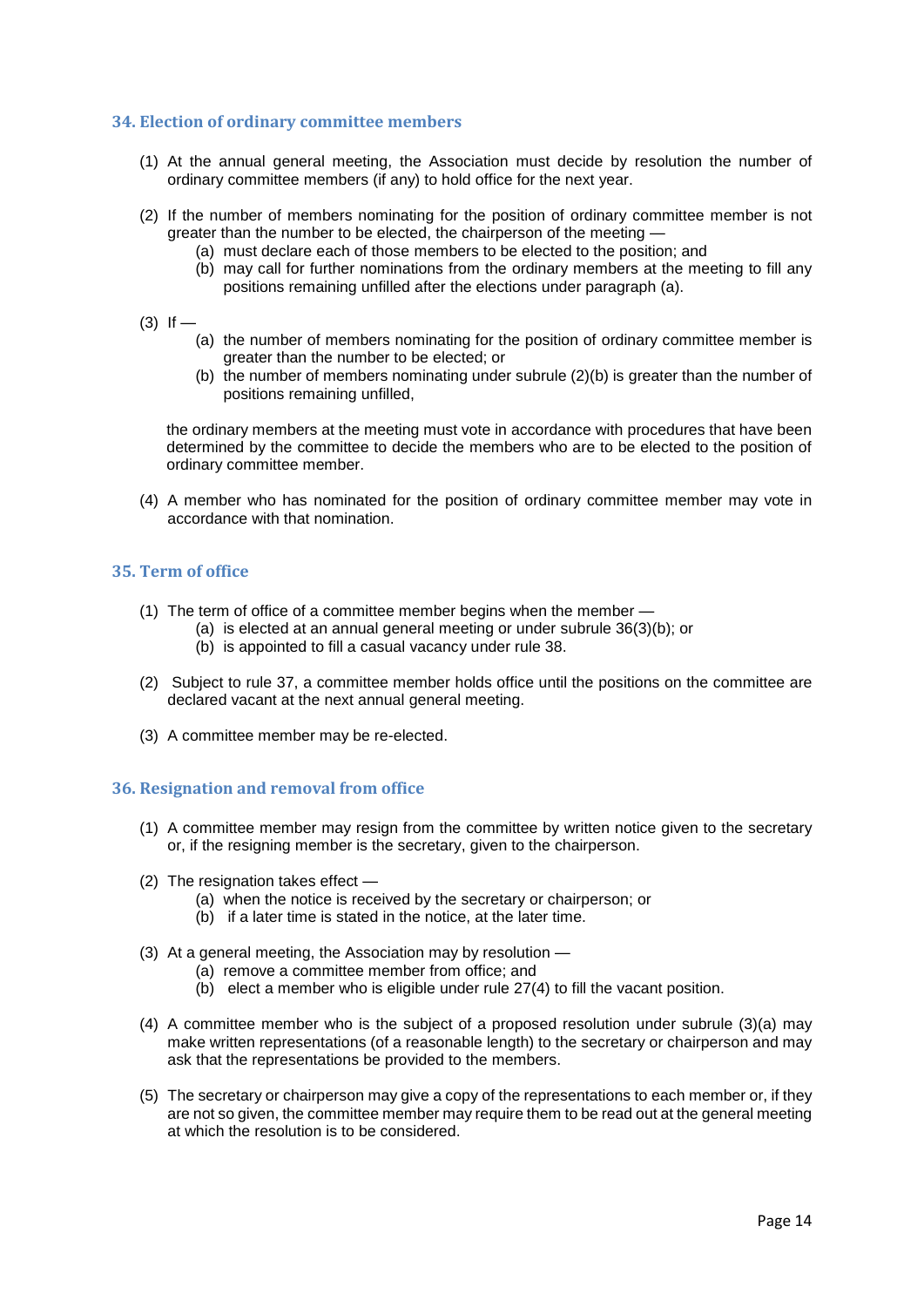### 34. Election of ordinary committee members

(1) At the annual general meeting, the Association must decide by resolution the number of ordinary committee members (if any) to hold office for the next year.

(2) If the number of members nominating for the position of ordinary committee member is not greater than the number to be elected, the chairperson of the meeting —
  (a) must declare each of those members to be elected to the position; and
  (b) may call for further nominations from the ordinary members at the meeting to fill any positions remaining unfilled after the elections under paragraph (a).

(3) If —
  (a) the number of members nominating for the position of ordinary committee member is greater than the number to be elected; or
  (b) the number of members nominating under subrule (2)(b) is greater than the number of positions remaining unfilled,

the ordinary members at the meeting must vote in accordance with procedures that have been determined by the committee to decide the members who are to be elected to the position of ordinary committee member.

(4) A member who has nominated for the position of ordinary committee member may vote in accordance with that nomination.

### 35. Term of office

(1) The term of office of a committee member begins when the member —
  (a) is elected at an annual general meeting or under subrule 36(3)(b); or
  (b) is appointed to fill a casual vacancy under rule 38.

(2) Subject to rule 37, a committee member holds office until the positions on the committee are declared vacant at the next annual general meeting.

(3) A committee member may be re-elected.

### 36. Resignation and removal from office

(1) A committee member may resign from the committee by written notice given to the secretary or, if the resigning member is the secretary, given to the chairperson.

(2) The resignation takes effect —
  (a) when the notice is received by the secretary or chairperson; or
  (b) if a later time is stated in the notice, at the later time.

(3) At a general meeting, the Association may by resolution —
  (a) remove a committee member from office; and
  (b) elect a member who is eligible under rule 27(4) to fill the vacant position.

(4) A committee member who is the subject of a proposed resolution under subrule (3)(a) may make written representations (of a reasonable length) to the secretary or chairperson and may ask that the representations be provided to the members.

(5) The secretary or chairperson may give a copy of the representations to each member or, if they are not so given, the committee member may require them to be read out at the general meeting at which the resolution is to be considered.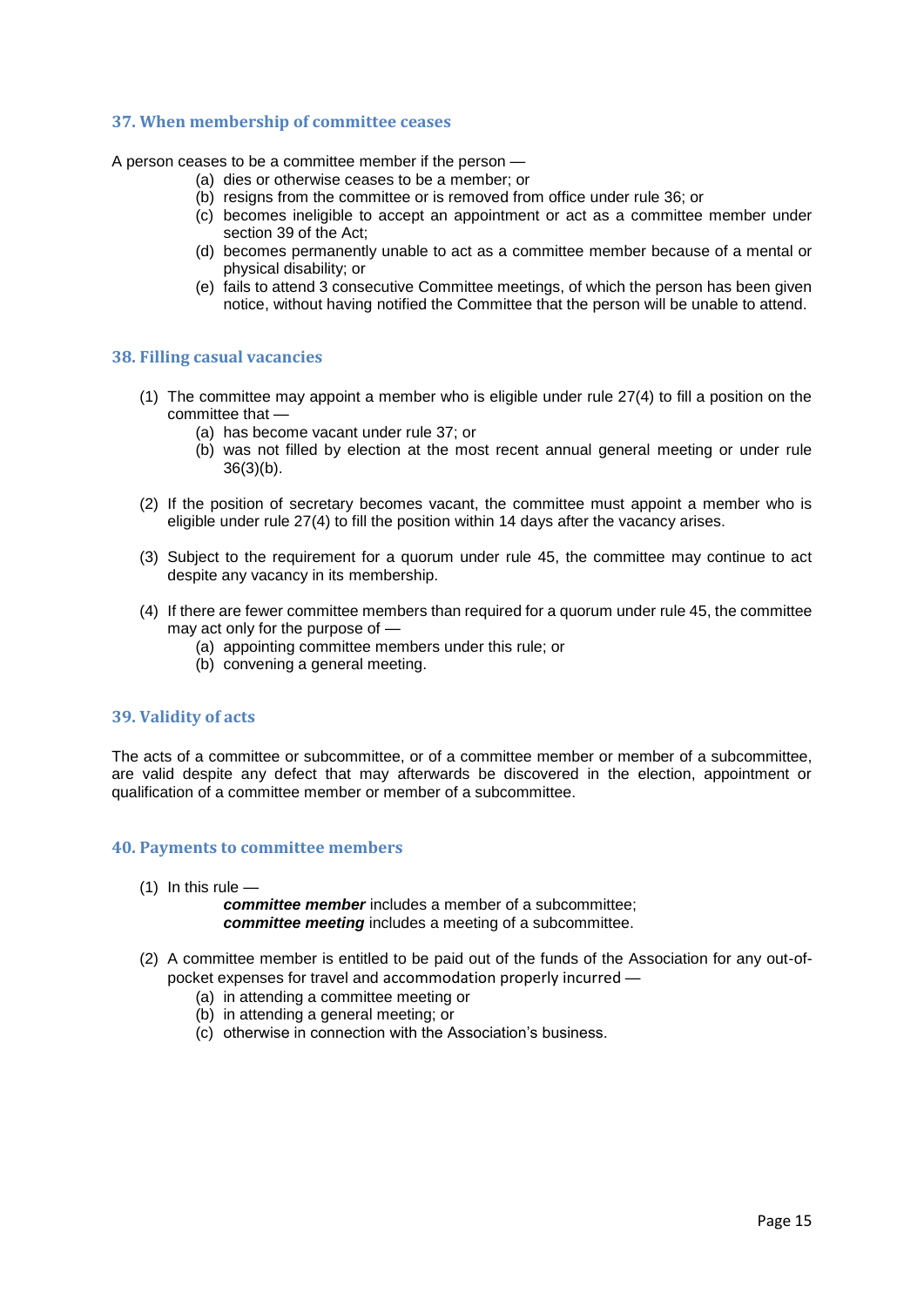### 37. When membership of committee ceases

A person ceases to be a committee member if the person —

- (a) dies or otherwise ceases to be a member; or
- (b) resigns from the committee or is removed from office under rule 36; or
- (c) becomes ineligible to accept an appointment or act as a committee member under section 39 of the Act;
- (d) becomes permanently unable to act as a committee member because of a mental or physical disability; or
- (e) fails to attend 3 consecutive Committee meetings, of which the person has been given notice, without having notified the Committee that the person will be unable to attend.

### 38. Filling casual vacancies

(1) The committee may appoint a member who is eligible under rule 27(4) to fill a position on the committee that —

- (a) has become vacant under rule 37; or
- (b) was not filled by election at the most recent annual general meeting or under rule 36(3)(b).

(2) If the position of secretary becomes vacant, the committee must appoint a member who is eligible under rule 27(4) to fill the position within 14 days after the vacancy arises.

(3) Subject to the requirement for a quorum under rule 45, the committee may continue to act despite any vacancy in its membership.

(4) If there are fewer committee members than required for a quorum under rule 45, the committee may act only for the purpose of —

- (a) appointing committee members under this rule; or
- (b) convening a general meeting.

### 39. Validity of acts

The acts of a committee or subcommittee, or of a committee member or member of a subcommittee, are valid despite any defect that may afterwards be discovered in the election, appointment or qualification of a committee member or member of a subcommittee.

### 40. Payments to committee members

(1) In this rule —

***committee member*** includes a member of a subcommittee;
***committee meeting*** includes a meeting of a subcommittee.

(2) A committee member is entitled to be paid out of the funds of the Association for any out-of-pocket expenses for travel and accommodation properly incurred —

- (a) in attending a committee meeting or
- (b) in attending a general meeting; or
- (c) otherwise in connection with the Association's business.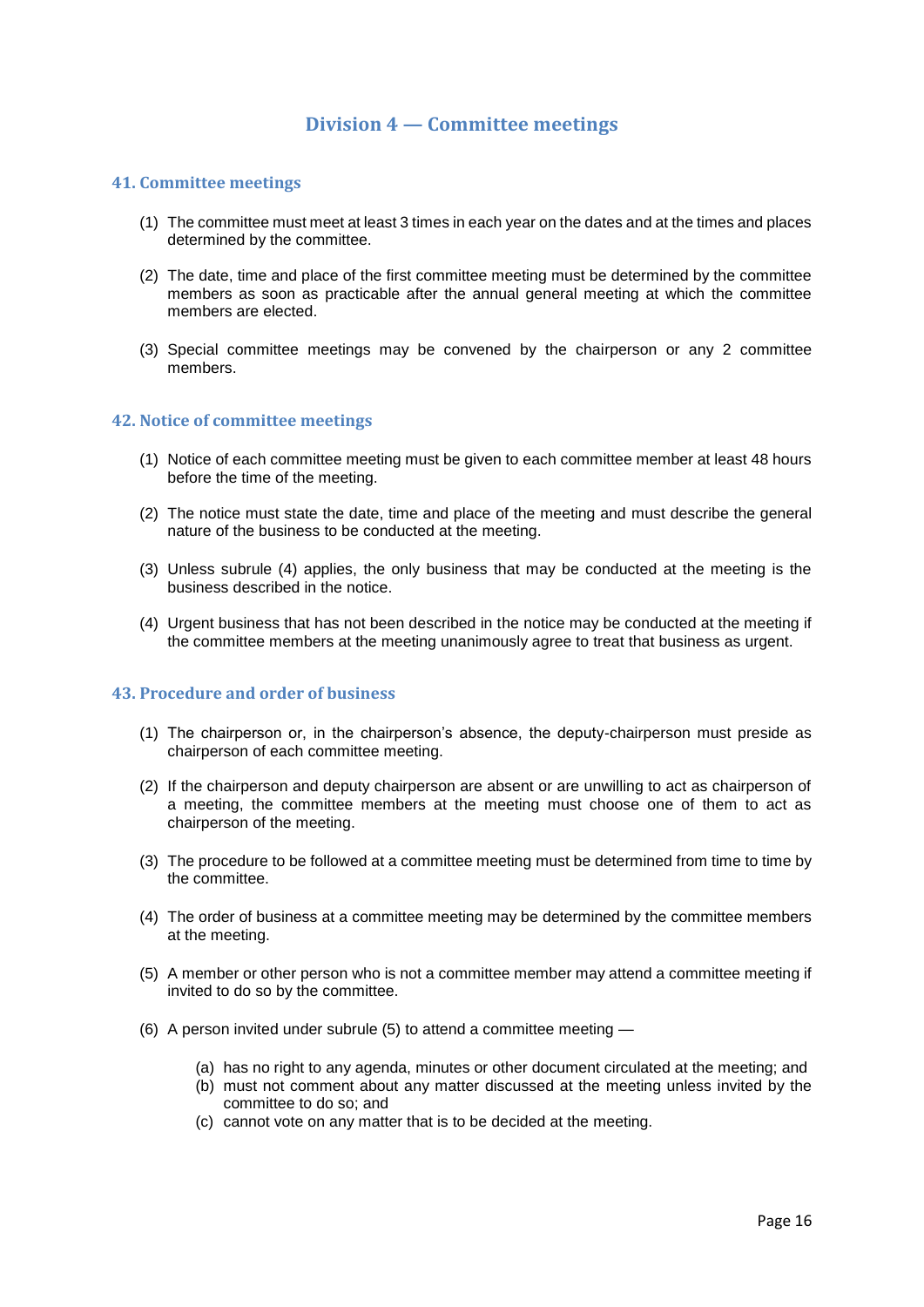## Division 4 — Committee meetings

### 41. Committee meetings

(1) The committee must meet at least 3 times in each year on the dates and at the times and places determined by the committee.

(2) The date, time and place of the first committee meeting must be determined by the committee members as soon as practicable after the annual general meeting at which the committee members are elected.

(3) Special committee meetings may be convened by the chairperson or any 2 committee members.

### 42. Notice of committee meetings

(1) Notice of each committee meeting must be given to each committee member at least 48 hours before the time of the meeting.

(2) The notice must state the date, time and place of the meeting and must describe the general nature of the business to be conducted at the meeting.

(3) Unless subrule (4) applies, the only business that may be conducted at the meeting is the business described in the notice.

(4) Urgent business that has not been described in the notice may be conducted at the meeting if the committee members at the meeting unanimously agree to treat that business as urgent.

### 43. Procedure and order of business

(1) The chairperson or, in the chairperson's absence, the deputy-chairperson must preside as chairperson of each committee meeting.

(2) If the chairperson and deputy chairperson are absent or are unwilling to act as chairperson of a meeting, the committee members at the meeting must choose one of them to act as chairperson of the meeting.

(3) The procedure to be followed at a committee meeting must be determined from time to time by the committee.

(4) The order of business at a committee meeting may be determined by the committee members at the meeting.

(5) A member or other person who is not a committee member may attend a committee meeting if invited to do so by the committee.

(6) A person invited under subrule (5) to attend a committee meeting —

- (a) has no right to any agenda, minutes or other document circulated at the meeting; and
- (b) must not comment about any matter discussed at the meeting unless invited by the committee to do so; and
- (c) cannot vote on any matter that is to be decided at the meeting.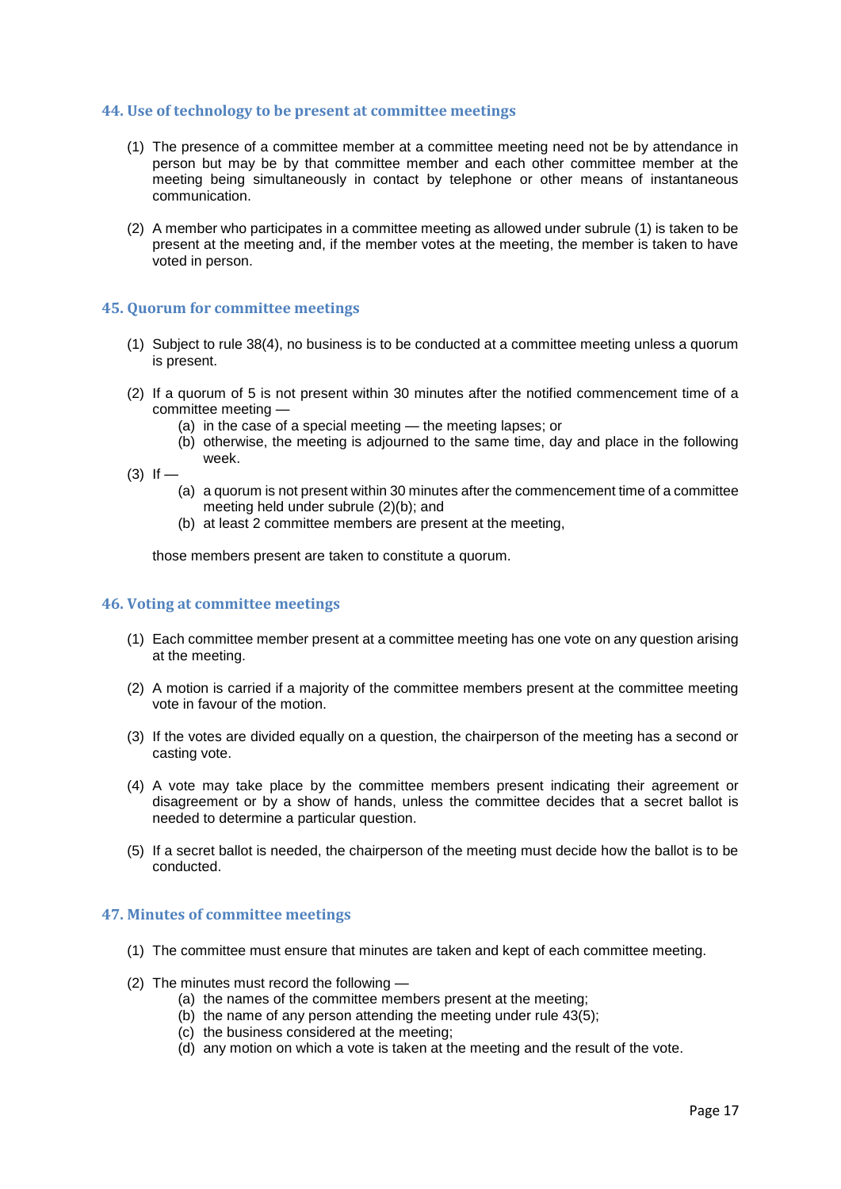## 44. Use of technology to be present at committee meetings

(1) The presence of a committee member at a committee meeting need not be by attendance in person but may be by that committee member and each other committee member at the meeting being simultaneously in contact by telephone or other means of instantaneous communication.

(2) A member who participates in a committee meeting as allowed under subrule (1) is taken to be present at the meeting and, if the member votes at the meeting, the member is taken to have voted in person.

## 45. Quorum for committee meetings

(1) Subject to rule 38(4), no business is to be conducted at a committee meeting unless a quorum is present.

(2) If a quorum of 5 is not present within 30 minutes after the notified commencement time of a committee meeting —

- (a) in the case of a special meeting — the meeting lapses; or
- (b) otherwise, the meeting is adjourned to the same time, day and place in the following week.

(3) If —

- (a) a quorum is not present within 30 minutes after the commencement time of a committee meeting held under subrule (2)(b); and
- (b) at least 2 committee members are present at the meeting,

those members present are taken to constitute a quorum.

## 46. Voting at committee meetings

(1) Each committee member present at a committee meeting has one vote on any question arising at the meeting.

(2) A motion is carried if a majority of the committee members present at the committee meeting vote in favour of the motion.

(3) If the votes are divided equally on a question, the chairperson of the meeting has a second or casting vote.

(4) A vote may take place by the committee members present indicating their agreement or disagreement or by a show of hands, unless the committee decides that a secret ballot is needed to determine a particular question.

(5) If a secret ballot is needed, the chairperson of the meeting must decide how the ballot is to be conducted.

## 47. Minutes of committee meetings

(1) The committee must ensure that minutes are taken and kept of each committee meeting.

(2) The minutes must record the following —

- (a) the names of the committee members present at the meeting;
- (b) the name of any person attending the meeting under rule 43(5);
- (c) the business considered at the meeting;
- (d) any motion on which a vote is taken at the meeting and the result of the vote.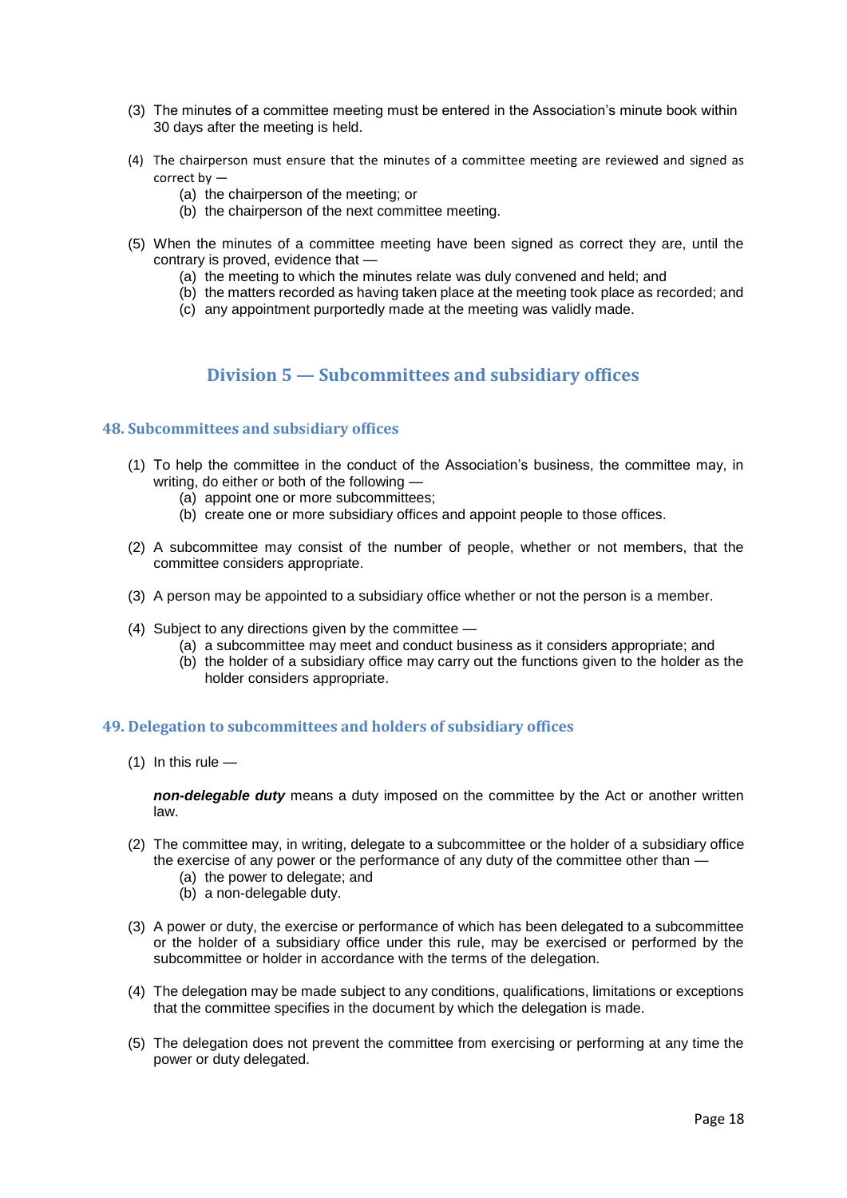(3) The minutes of a committee meeting must be entered in the Association's minute book within 30 days after the meeting is held.

(4) The chairperson must ensure that the minutes of a committee meeting are reviewed and signed as correct by —
  - (a) the chairperson of the meeting; or
  - (b) the chairperson of the next committee meeting.

(5) When the minutes of a committee meeting have been signed as correct they are, until the contrary is proved, evidence that —
  - (a) the meeting to which the minutes relate was duly convened and held; and
  - (b) the matters recorded as having taken place at the meeting took place as recorded; and
  - (c) any appointment purportedly made at the meeting was validly made.

## Division 5 — Subcommittees and subsidiary offices

### 48. Subcommittees and subsidiary offices

(1) To help the committee in the conduct of the Association's business, the committee may, in writing, do either or both of the following —
  - (a) appoint one or more subcommittees;
  - (b) create one or more subsidiary offices and appoint people to those offices.

(2) A subcommittee may consist of the number of people, whether or not members, that the committee considers appropriate.

(3) A person may be appointed to a subsidiary office whether or not the person is a member.

(4) Subject to any directions given by the committee —
  - (a) a subcommittee may meet and conduct business as it considers appropriate; and
  - (b) the holder of a subsidiary office may carry out the functions given to the holder as the holder considers appropriate.

### 49. Delegation to subcommittees and holders of subsidiary offices

(1) In this rule —

***non-delegable duty*** means a duty imposed on the committee by the Act or another written law.

(2) The committee may, in writing, delegate to a subcommittee or the holder of a subsidiary office the exercise of any power or the performance of any duty of the committee other than —
  - (a) the power to delegate; and
  - (b) a non-delegable duty.

(3) A power or duty, the exercise or performance of which has been delegated to a subcommittee or the holder of a subsidiary office under this rule, may be exercised or performed by the subcommittee or holder in accordance with the terms of the delegation.

(4) The delegation may be made subject to any conditions, qualifications, limitations or exceptions that the committee specifies in the document by which the delegation is made.

(5) The delegation does not prevent the committee from exercising or performing at any time the power or duty delegated.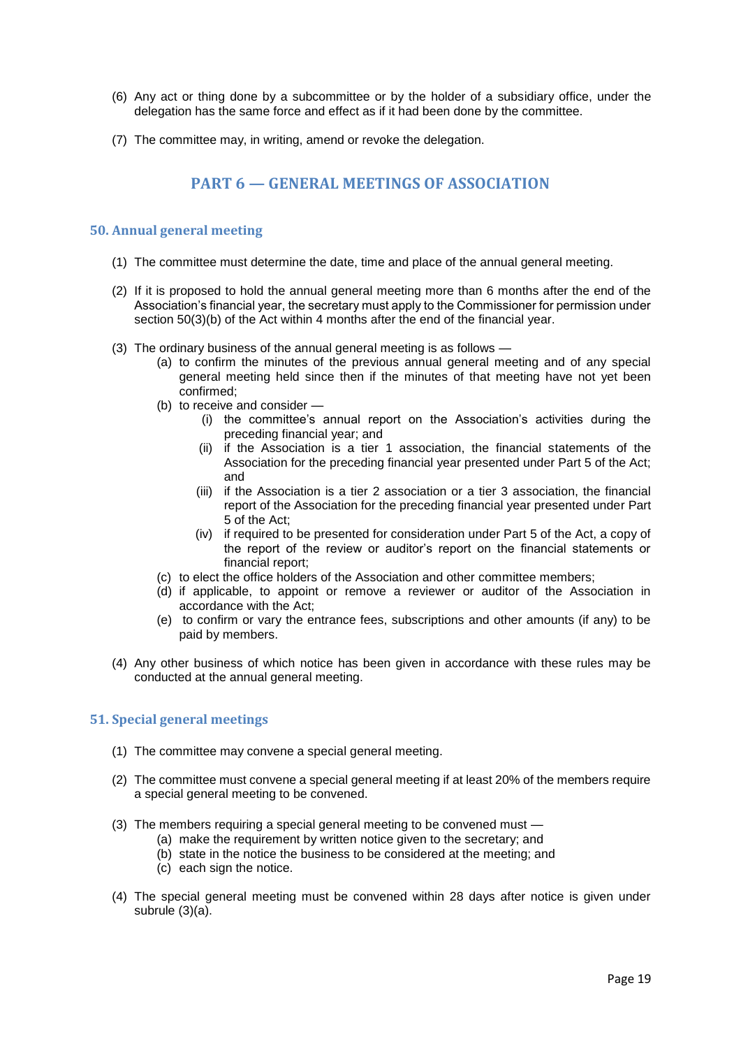(6) Any act or thing done by a subcommittee or by the holder of a subsidiary office, under the delegation has the same force and effect as if it had been done by the committee.

(7) The committee may, in writing, amend or revoke the delegation.

## PART 6 — GENERAL MEETINGS OF ASSOCIATION

### 50. Annual general meeting

(1) The committee must determine the date, time and place of the annual general meeting.

(2) If it is proposed to hold the annual general meeting more than 6 months after the end of the Association's financial year, the secretary must apply to the Commissioner for permission under section 50(3)(b) of the Act within 4 months after the end of the financial year.

(3) The ordinary business of the annual general meeting is as follows —

- (a) to confirm the minutes of the previous annual general meeting and of any special general meeting held since then if the minutes of that meeting have not yet been confirmed;
- (b) to receive and consider —
  - (i) the committee's annual report on the Association's activities during the preceding financial year; and
  - (ii) if the Association is a tier 1 association, the financial statements of the Association for the preceding financial year presented under Part 5 of the Act; and
  - (iii) if the Association is a tier 2 association or a tier 3 association, the financial report of the Association for the preceding financial year presented under Part 5 of the Act;
  - (iv) if required to be presented for consideration under Part 5 of the Act, a copy of the report of the review or auditor's report on the financial statements or financial report;
- (c) to elect the office holders of the Association and other committee members;
- (d) if applicable, to appoint or remove a reviewer or auditor of the Association in accordance with the Act;
- (e) to confirm or vary the entrance fees, subscriptions and other amounts (if any) to be paid by members.

(4) Any other business of which notice has been given in accordance with these rules may be conducted at the annual general meeting.

### 51. Special general meetings

(1) The committee may convene a special general meeting.

(2) The committee must convene a special general meeting if at least 20% of the members require a special general meeting to be convened.

(3) The members requiring a special general meeting to be convened must —

- (a) make the requirement by written notice given to the secretary; and
- (b) state in the notice the business to be considered at the meeting; and
- (c) each sign the notice.

(4) The special general meeting must be convened within 28 days after notice is given under subrule (3)(a).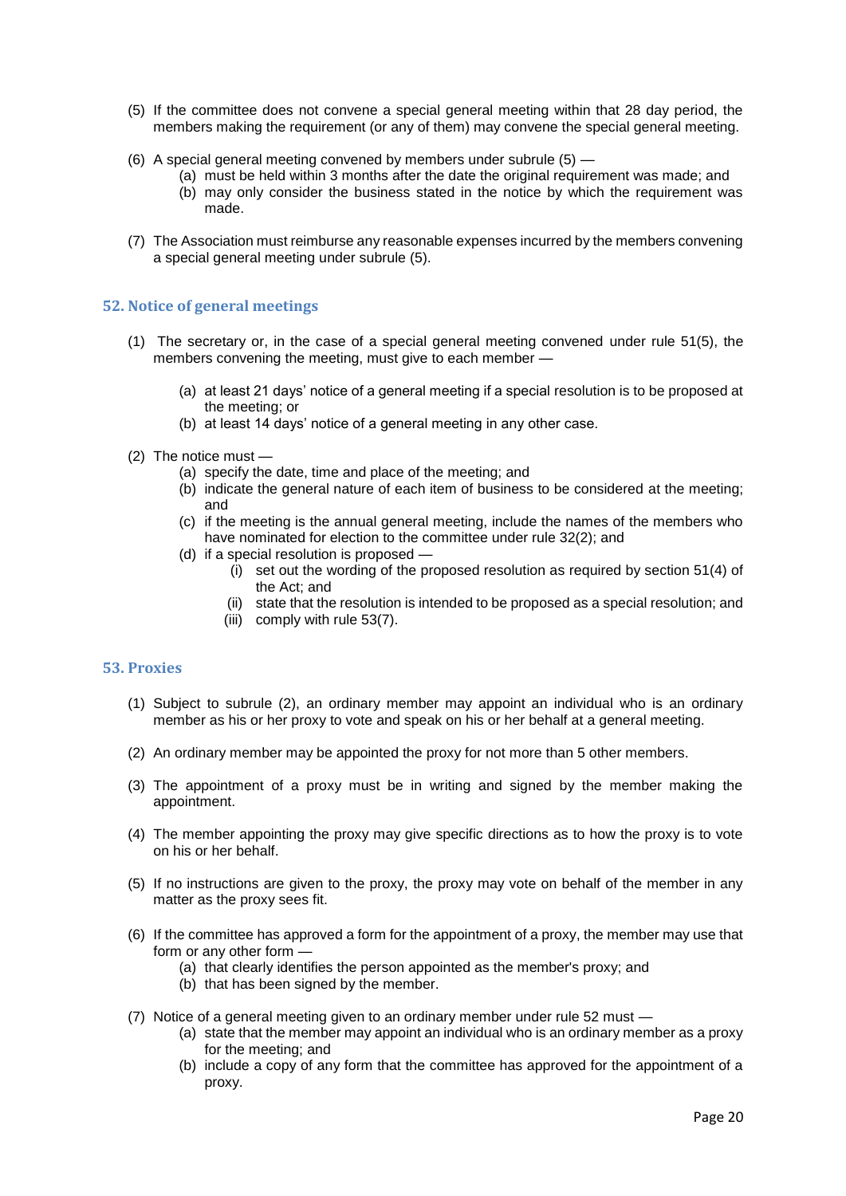(5) If the committee does not convene a special general meeting within that 28 day period, the members making the requirement (or any of them) may convene the special general meeting.

(6) A special general meeting convened by members under subrule (5) —
  - (a) must be held within 3 months after the date the original requirement was made; and
  - (b) may only consider the business stated in the notice by which the requirement was made.

(7) The Association must reimburse any reasonable expenses incurred by the members convening a special general meeting under subrule (5).

## 52. Notice of general meetings

(1) The secretary or, in the case of a special general meeting convened under rule 51(5), the members convening the meeting, must give to each member —

  - (a) at least 21 days' notice of a general meeting if a special resolution is to be proposed at the meeting; or
  - (b) at least 14 days' notice of a general meeting in any other case.

(2) The notice must —
  - (a) specify the date, time and place of the meeting; and
  - (b) indicate the general nature of each item of business to be considered at the meeting; and
  - (c) if the meeting is the annual general meeting, include the names of the members who have nominated for election to the committee under rule 32(2); and
  - (d) if a special resolution is proposed —
    - (i) set out the wording of the proposed resolution as required by section 51(4) of the Act; and
    - (ii) state that the resolution is intended to be proposed as a special resolution; and
    - (iii) comply with rule 53(7).

## 53. Proxies

(1) Subject to subrule (2), an ordinary member may appoint an individual who is an ordinary member as his or her proxy to vote and speak on his or her behalf at a general meeting.

(2) An ordinary member may be appointed the proxy for not more than 5 other members.

(3) The appointment of a proxy must be in writing and signed by the member making the appointment.

(4) The member appointing the proxy may give specific directions as to how the proxy is to vote on his or her behalf.

(5) If no instructions are given to the proxy, the proxy may vote on behalf of the member in any matter as the proxy sees fit.

(6) If the committee has approved a form for the appointment of a proxy, the member may use that form or any other form —
  - (a) that clearly identifies the person appointed as the member's proxy; and
  - (b) that has been signed by the member.

(7) Notice of a general meeting given to an ordinary member under rule 52 must —
  - (a) state that the member may appoint an individual who is an ordinary member as a proxy for the meeting; and
  - (b) include a copy of any form that the committee has approved for the appointment of a proxy.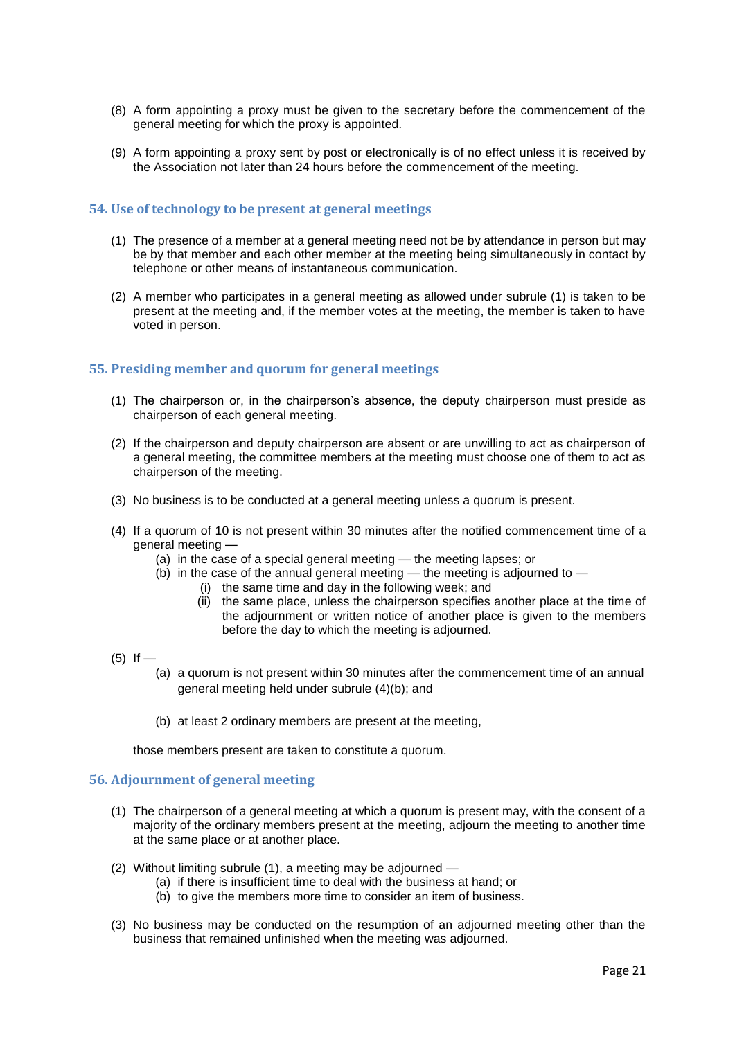(8) A form appointing a proxy must be given to the secretary before the commencement of the general meeting for which the proxy is appointed.

(9) A form appointing a proxy sent by post or electronically is of no effect unless it is received by the Association not later than 24 hours before the commencement of the meeting.

## 54. Use of technology to be present at general meetings

(1) The presence of a member at a general meeting need not be by attendance in person but may be by that member and each other member at the meeting being simultaneously in contact by telephone or other means of instantaneous communication.

(2) A member who participates in a general meeting as allowed under subrule (1) is taken to be present at the meeting and, if the member votes at the meeting, the member is taken to have voted in person.

## 55. Presiding member and quorum for general meetings

(1) The chairperson or, in the chairperson's absence, the deputy chairperson must preside as chairperson of each general meeting.

(2) If the chairperson and deputy chairperson are absent or are unwilling to act as chairperson of a general meeting, the committee members at the meeting must choose one of them to act as chairperson of the meeting.

(3) No business is to be conducted at a general meeting unless a quorum is present.

(4) If a quorum of 10 is not present within 30 minutes after the notified commencement time of a general meeting —
  - (a) in the case of a special general meeting — the meeting lapses; or
  - (b) in the case of the annual general meeting — the meeting is adjourned to —
    - (i) the same time and day in the following week; and
    - (ii) the same place, unless the chairperson specifies another place at the time of the adjournment or written notice of another place is given to the members before the day to which the meeting is adjourned.

(5) If —
  - (a) a quorum is not present within 30 minutes after the commencement time of an annual general meeting held under subrule (4)(b); and
  - (b) at least 2 ordinary members are present at the meeting,

  those members present are taken to constitute a quorum.

## 56. Adjournment of general meeting

(1) The chairperson of a general meeting at which a quorum is present may, with the consent of a majority of the ordinary members present at the meeting, adjourn the meeting to another time at the same place or at another place.

(2) Without limiting subrule (1), a meeting may be adjourned —
  - (a) if there is insufficient time to deal with the business at hand; or
  - (b) to give the members more time to consider an item of business.

(3) No business may be conducted on the resumption of an adjourned meeting other than the business that remained unfinished when the meeting was adjourned.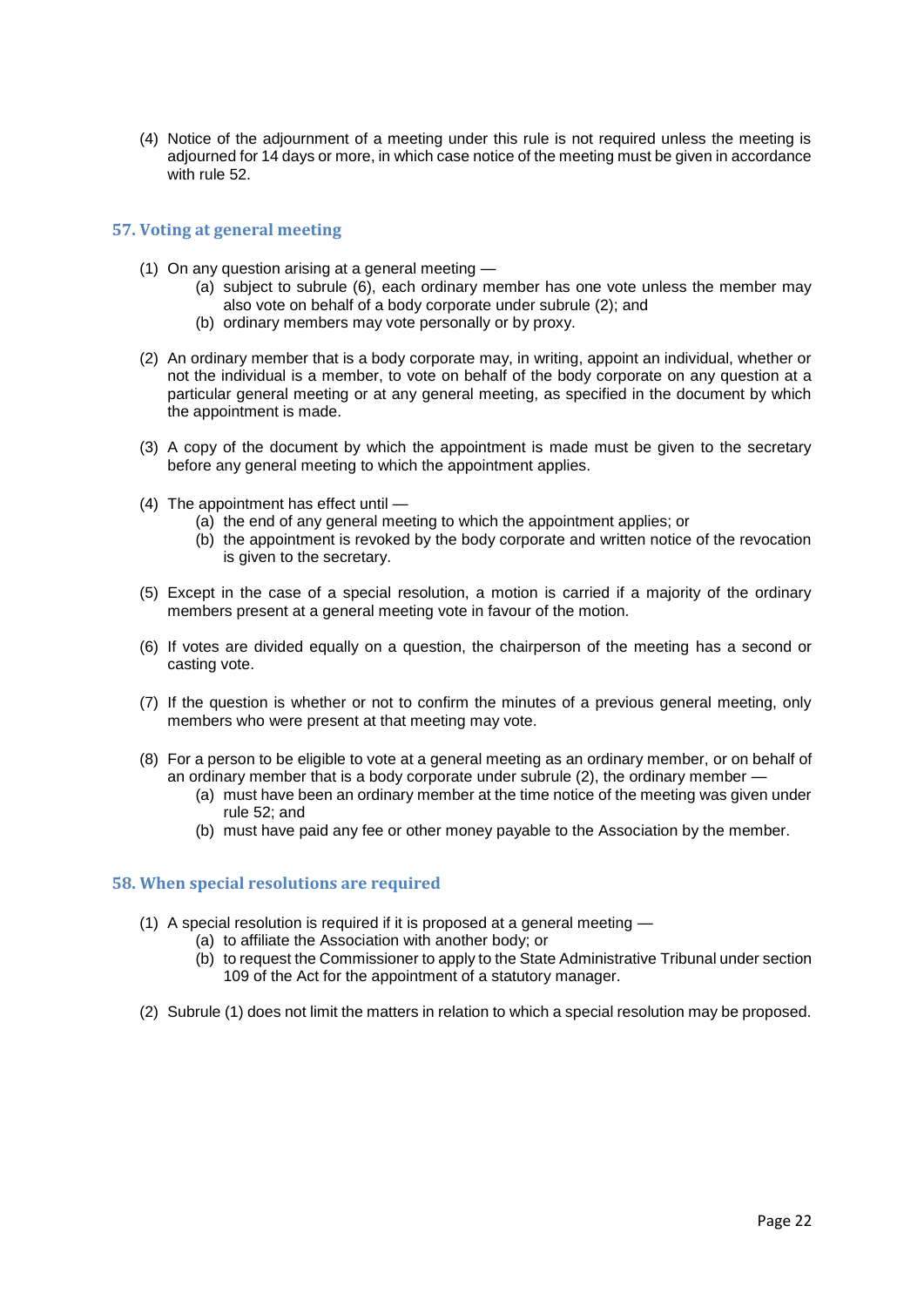(4) Notice of the adjournment of a meeting under this rule is not required unless the meeting is adjourned for 14 days or more, in which case notice of the meeting must be given in accordance with rule 52.

### 57. Voting at general meeting

(1) On any question arising at a general meeting —
  - (a) subject to subrule (6), each ordinary member has one vote unless the member may also vote on behalf of a body corporate under subrule (2); and
  - (b) ordinary members may vote personally or by proxy.

(2) An ordinary member that is a body corporate may, in writing, appoint an individual, whether or not the individual is a member, to vote on behalf of the body corporate on any question at a particular general meeting or at any general meeting, as specified in the document by which the appointment is made.

(3) A copy of the document by which the appointment is made must be given to the secretary before any general meeting to which the appointment applies.

(4) The appointment has effect until —
  - (a) the end of any general meeting to which the appointment applies; or
  - (b) the appointment is revoked by the body corporate and written notice of the revocation is given to the secretary.

(5) Except in the case of a special resolution, a motion is carried if a majority of the ordinary members present at a general meeting vote in favour of the motion.

(6) If votes are divided equally on a question, the chairperson of the meeting has a second or casting vote.

(7) If the question is whether or not to confirm the minutes of a previous general meeting, only members who were present at that meeting may vote.

(8) For a person to be eligible to vote at a general meeting as an ordinary member, or on behalf of an ordinary member that is a body corporate under subrule (2), the ordinary member —
  - (a) must have been an ordinary member at the time notice of the meeting was given under rule 52; and
  - (b) must have paid any fee or other money payable to the Association by the member.

### 58. When special resolutions are required

(1) A special resolution is required if it is proposed at a general meeting —
  - (a) to affiliate the Association with another body; or
  - (b) to request the Commissioner to apply to the State Administrative Tribunal under section 109 of the Act for the appointment of a statutory manager.

(2) Subrule (1) does not limit the matters in relation to which a special resolution may be proposed.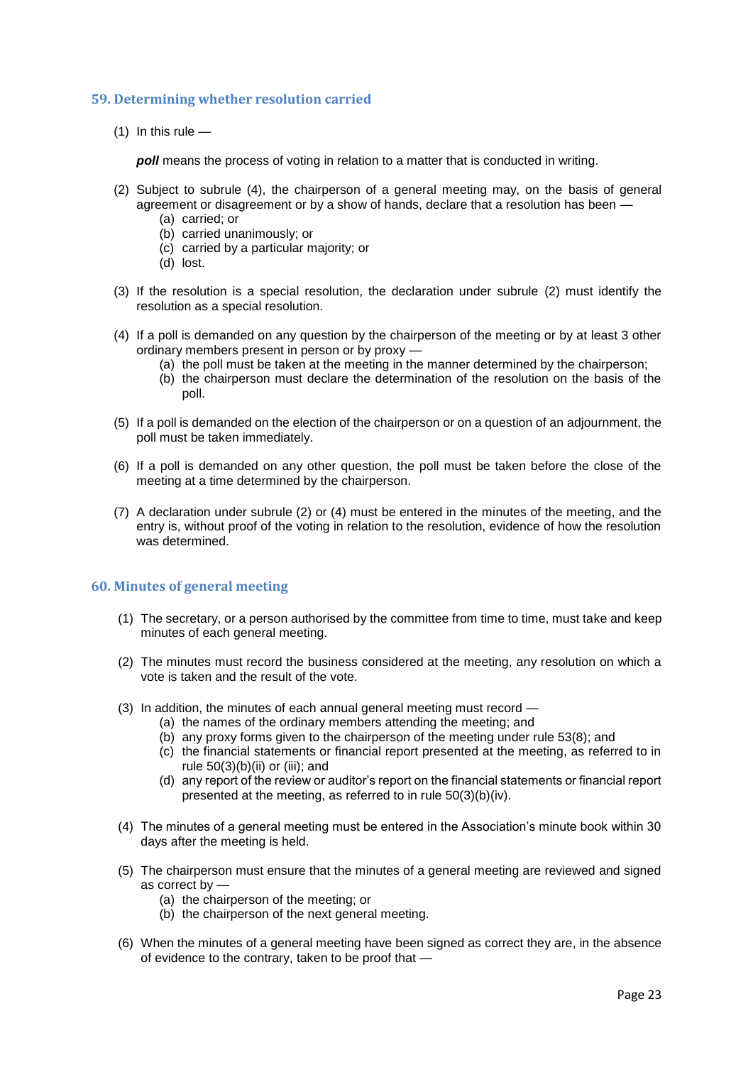## 59. Determining whether resolution carried

(1) In this rule —

***poll*** means the process of voting in relation to a matter that is conducted in writing.

(2) Subject to subrule (4), the chairperson of a general meeting may, on the basis of general agreement or disagreement or by a show of hands, declare that a resolution has been —

  (a) carried; or
  (b) carried unanimously; or
  (c) carried by a particular majority; or
  (d) lost.

(3) If the resolution is a special resolution, the declaration under subrule (2) must identify the resolution as a special resolution.

(4) If a poll is demanded on any question by the chairperson of the meeting or by at least 3 other ordinary members present in person or by proxy —

  (a) the poll must be taken at the meeting in the manner determined by the chairperson;
  (b) the chairperson must declare the determination of the resolution on the basis of the poll.

(5) If a poll is demanded on the election of the chairperson or on a question of an adjournment, the poll must be taken immediately.

(6) If a poll is demanded on any other question, the poll must be taken before the close of the meeting at a time determined by the chairperson.

(7) A declaration under subrule (2) or (4) must be entered in the minutes of the meeting, and the entry is, without proof of the voting in relation to the resolution, evidence of how the resolution was determined.

## 60. Minutes of general meeting

(1) The secretary, or a person authorised by the committee from time to time, must take and keep minutes of each general meeting.

(2) The minutes must record the business considered at the meeting, any resolution on which a vote is taken and the result of the vote.

(3) In addition, the minutes of each annual general meeting must record —

  (a) the names of the ordinary members attending the meeting; and
  (b) any proxy forms given to the chairperson of the meeting under rule 53(8); and
  (c) the financial statements or financial report presented at the meeting, as referred to in rule 50(3)(b)(ii) or (iii); and
  (d) any report of the review or auditor's report on the financial statements or financial report presented at the meeting, as referred to in rule 50(3)(b)(iv).

(4) The minutes of a general meeting must be entered in the Association's minute book within 30 days after the meeting is held.

(5) The chairperson must ensure that the minutes of a general meeting are reviewed and signed as correct by —

  (a) the chairperson of the meeting; or
  (b) the chairperson of the next general meeting.

(6) When the minutes of a general meeting have been signed as correct they are, in the absence of evidence to the contrary, taken to be proof that —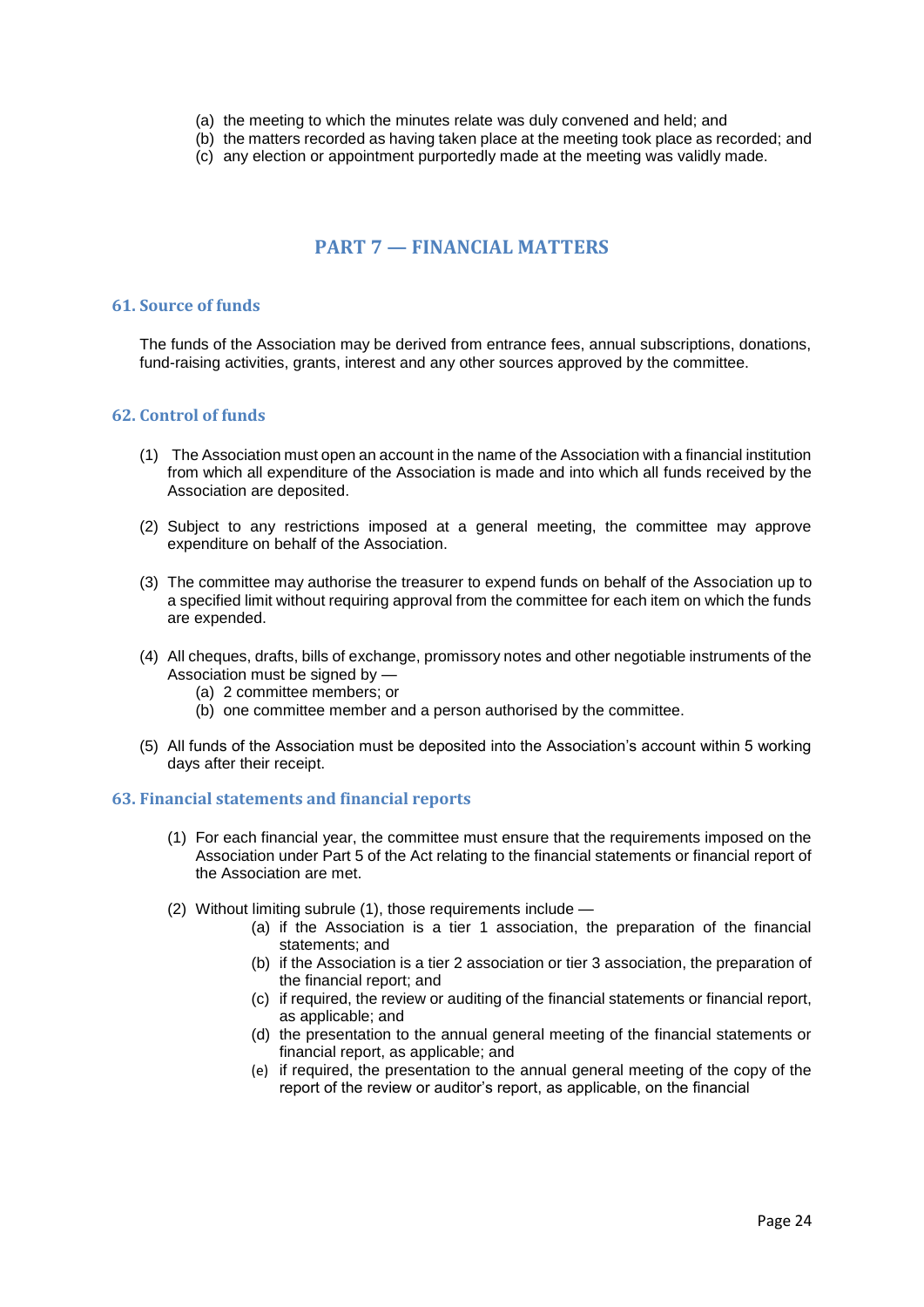(a) the meeting to which the minutes relate was duly convened and held; and
(b) the matters recorded as having taken place at the meeting took place as recorded; and
(c) any election or appointment purportedly made at the meeting was validly made.

# PART 7 — FINANCIAL MATTERS

## 61. Source of funds

The funds of the Association may be derived from entrance fees, annual subscriptions, donations, fund-raising activities, grants, interest and any other sources approved by the committee.

## 62. Control of funds

(1) The Association must open an account in the name of the Association with a financial institution from which all expenditure of the Association is made and into which all funds received by the Association are deposited.

(2) Subject to any restrictions imposed at a general meeting, the committee may approve expenditure on behalf of the Association.

(3) The committee may authorise the treasurer to expend funds on behalf of the Association up to a specified limit without requiring approval from the committee for each item on which the funds are expended.

(4) All cheques, drafts, bills of exchange, promissory notes and other negotiable instruments of the Association must be signed by —
   (a) 2 committee members; or
   (b) one committee member and a person authorised by the committee.

(5) All funds of the Association must be deposited into the Association's account within 5 working days after their receipt.

## 63. Financial statements and financial reports

(1) For each financial year, the committee must ensure that the requirements imposed on the Association under Part 5 of the Act relating to the financial statements or financial report of the Association are met.

(2) Without limiting subrule (1), those requirements include —
   (a) if the Association is a tier 1 association, the preparation of the financial statements; and
   (b) if the Association is a tier 2 association or tier 3 association, the preparation of the financial report; and
   (c) if required, the review or auditing of the financial statements or financial report, as applicable; and
   (d) the presentation to the annual general meeting of the financial statements or financial report, as applicable; and
   (e) if required, the presentation to the annual general meeting of the copy of the report of the review or auditor's report, as applicable, on the financial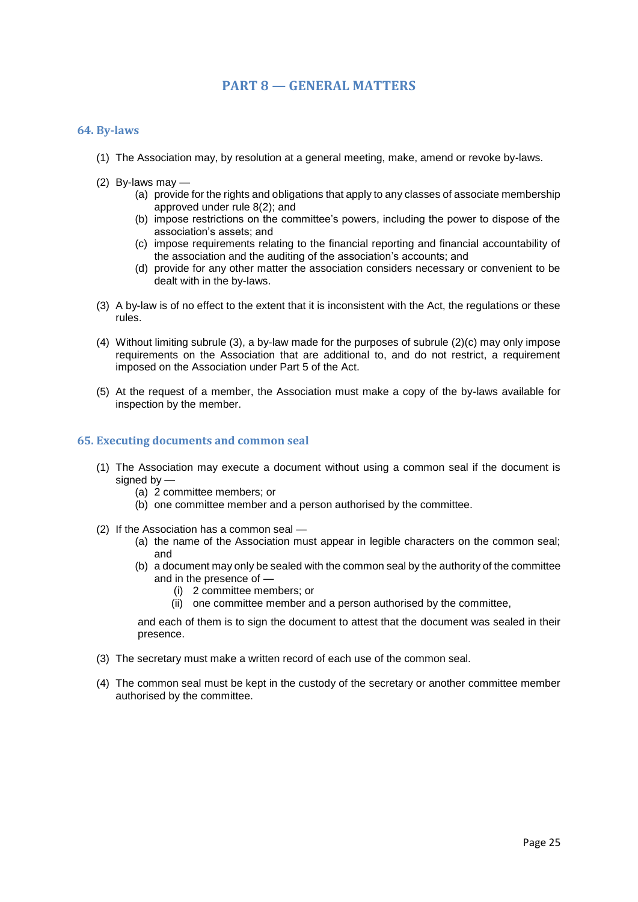# PART 8 — GENERAL MATTERS

## 64. By-laws

(1) The Association may, by resolution at a general meeting, make, amend or revoke by-laws.

(2) By-laws may —
  - (a) provide for the rights and obligations that apply to any classes of associate membership approved under rule 8(2); and
  - (b) impose restrictions on the committee's powers, including the power to dispose of the association's assets; and
  - (c) impose requirements relating to the financial reporting and financial accountability of the association and the auditing of the association's accounts; and
  - (d) provide for any other matter the association considers necessary or convenient to be dealt with in the by-laws.

(3) A by-law is of no effect to the extent that it is inconsistent with the Act, the regulations or these rules.

(4) Without limiting subrule (3), a by-law made for the purposes of subrule (2)(c) may only impose requirements on the Association that are additional to, and do not restrict, a requirement imposed on the Association under Part 5 of the Act.

(5) At the request of a member, the Association must make a copy of the by-laws available for inspection by the member.

## 65. Executing documents and common seal

(1) The Association may execute a document without using a common seal if the document is signed by —
  - (a) 2 committee members; or
  - (b) one committee member and a person authorised by the committee.

(2) If the Association has a common seal —
  - (a) the name of the Association must appear in legible characters on the common seal; and
  - (b) a document may only be sealed with the common seal by the authority of the committee and in the presence of —
    - (i) 2 committee members; or
    - (ii) one committee member and a person authorised by the committee,

  and each of them is to sign the document to attest that the document was sealed in their presence.

(3) The secretary must make a written record of each use of the common seal.

(4) The common seal must be kept in the custody of the secretary or another committee member authorised by the committee.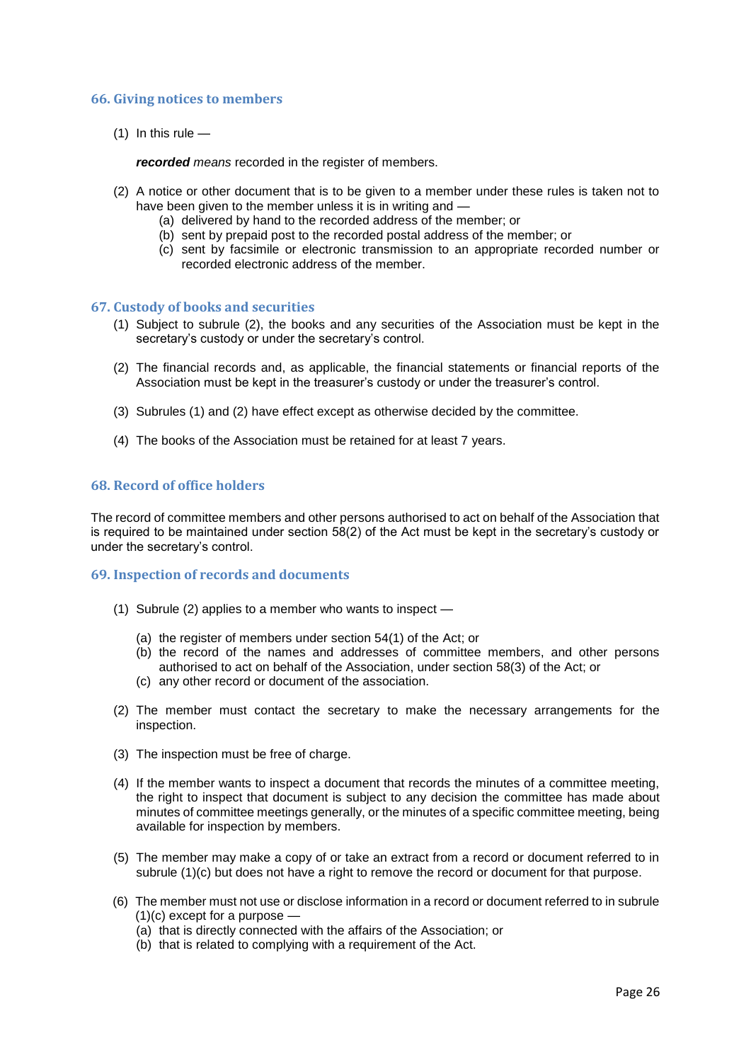## 66. Giving notices to members

(1) In this rule —

***recorded*** *means* recorded in the register of members.

(2) A notice or other document that is to be given to a member under these rules is taken not to have been given to the member unless it is in writing and —
  - (a) delivered by hand to the recorded address of the member; or
  - (b) sent by prepaid post to the recorded postal address of the member; or
  - (c) sent by facsimile or electronic transmission to an appropriate recorded number or recorded electronic address of the member.

## 67. Custody of books and securities

(1) Subject to subrule (2), the books and any securities of the Association must be kept in the secretary's custody or under the secretary's control.

(2) The financial records and, as applicable, the financial statements or financial reports of the Association must be kept in the treasurer's custody or under the treasurer's control.

(3) Subrules (1) and (2) have effect except as otherwise decided by the committee.

(4) The books of the Association must be retained for at least 7 years.

## 68. Record of office holders

The record of committee members and other persons authorised to act on behalf of the Association that is required to be maintained under section 58(2) of the Act must be kept in the secretary's custody or under the secretary's control.

## 69. Inspection of records and documents

(1) Subrule (2) applies to a member who wants to inspect —

  - (a) the register of members under section 54(1) of the Act; or
  - (b) the record of the names and addresses of committee members, and other persons authorised to act on behalf of the Association, under section 58(3) of the Act; or
  - (c) any other record or document of the association.

(2) The member must contact the secretary to make the necessary arrangements for the inspection.

(3) The inspection must be free of charge.

(4) If the member wants to inspect a document that records the minutes of a committee meeting, the right to inspect that document is subject to any decision the committee has made about minutes of committee meetings generally, or the minutes of a specific committee meeting, being available for inspection by members.

(5) The member may make a copy of or take an extract from a record or document referred to in subrule (1)(c) but does not have a right to remove the record or document for that purpose.

(6) The member must not use or disclose information in a record or document referred to in subrule (1)(c) except for a purpose —
  - (a) that is directly connected with the affairs of the Association; or
  - (b) that is related to complying with a requirement of the Act.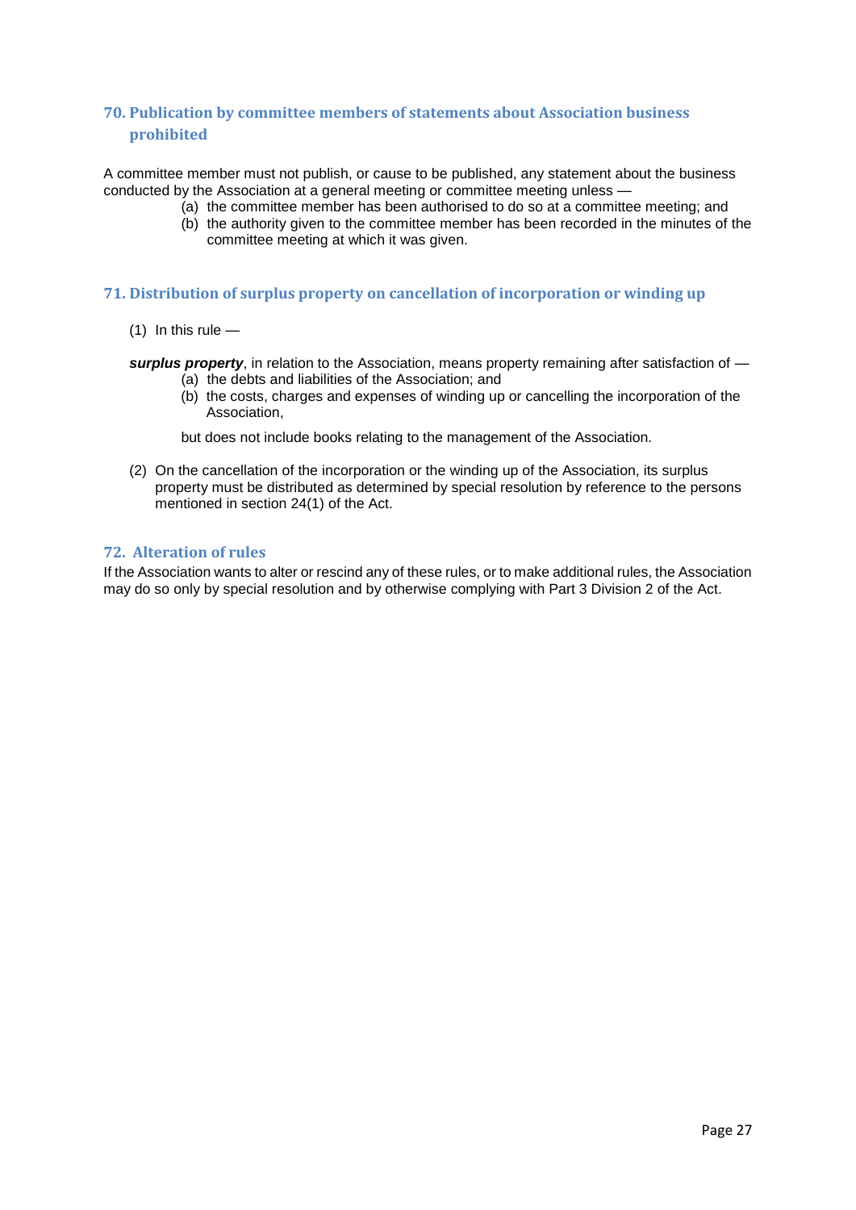## 70. Publication by committee members of statements about Association business prohibited

A committee member must not publish, or cause to be published, any statement about the business conducted by the Association at a general meeting or committee meeting unless —

(a) the committee member has been authorised to do so at a committee meeting; and

(b) the authority given to the committee member has been recorded in the minutes of the committee meeting at which it was given.

## 71. Distribution of surplus property on cancellation of incorporation or winding up

(1) In this rule —

***surplus property***, in relation to the Association, means property remaining after satisfaction of —

(a) the debts and liabilities of the Association; and

(b) the costs, charges and expenses of winding up or cancelling the incorporation of the Association,

but does not include books relating to the management of the Association.

(2) On the cancellation of the incorporation or the winding up of the Association, its surplus property must be distributed as determined by special resolution by reference to the persons mentioned in section 24(1) of the Act.

## 72. Alteration of rules

If the Association wants to alter or rescind any of these rules, or to make additional rules, the Association may do so only by special resolution and by otherwise complying with Part 3 Division 2 of the Act.